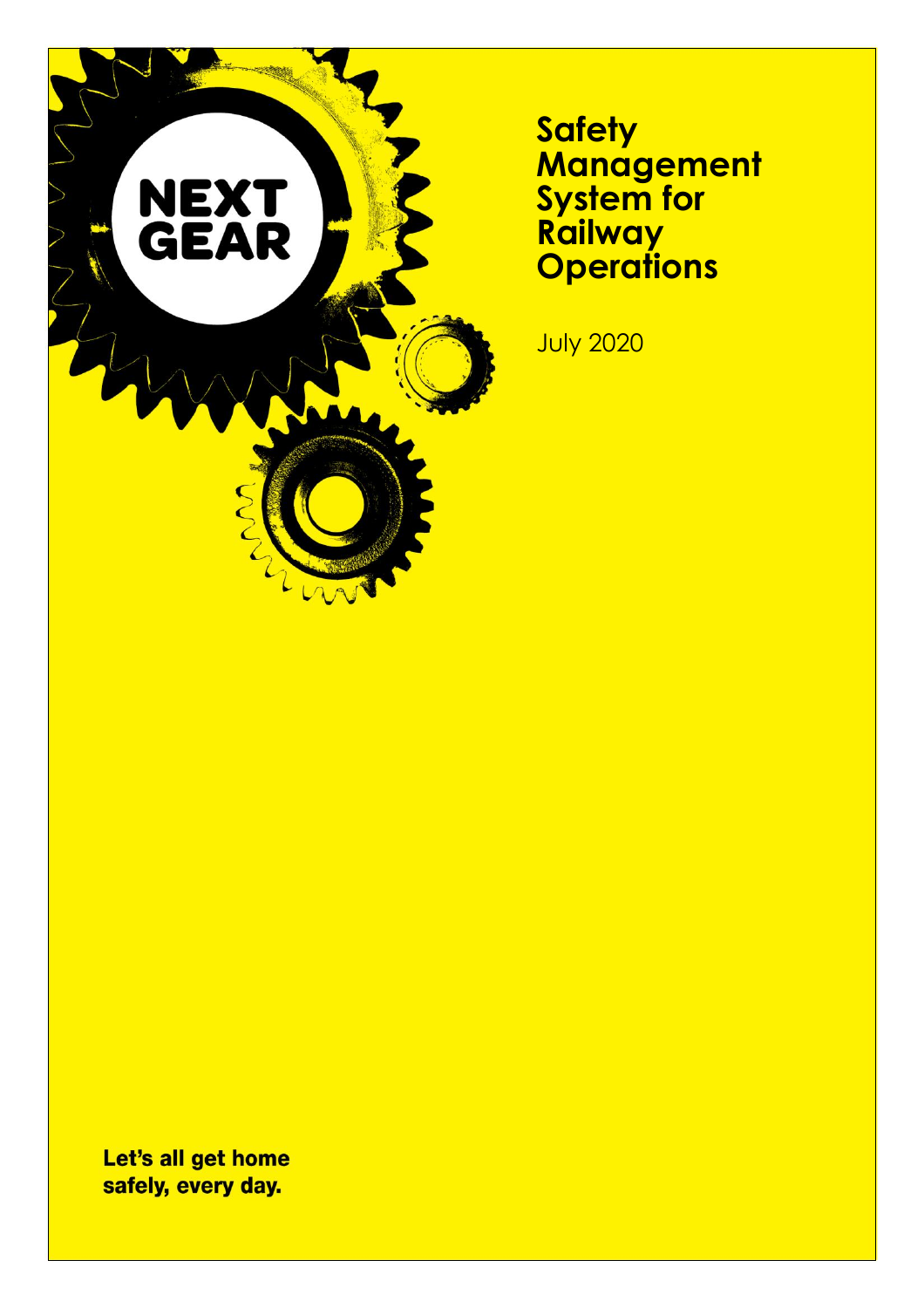NEXT GEAR

# Safety Management System for Railway Operations

July 2020

**Let's all get home safely, every day.**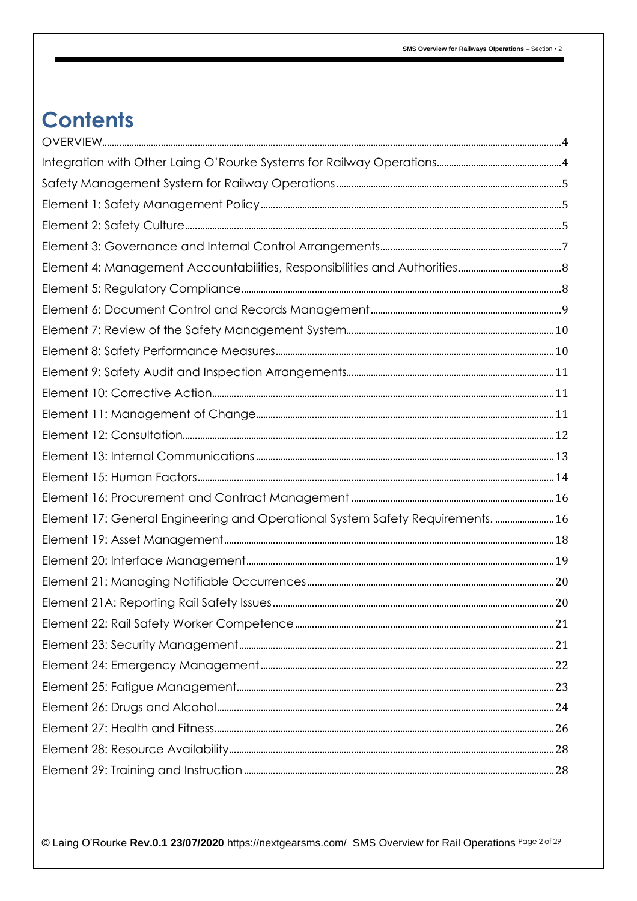# Contents

OVERVIEW ..... 4
Integration with Other Laing O'Rourke Systems for Railway Operations ..... 4
Safety Management System for Railway Operations ..... 5
Element 1: Safety Management Policy ..... 5
Element 2: Safety Culture ..... 5
Element 3: Governance and Internal Control Arrangements ..... 7
Element 4: Management Accountabilities, Responsibilities and Authorities ..... 8
Element 5: Regulatory Compliance ..... 8
Element 6: Document Control and Records Management ..... 9
Element 7: Review of the Safety Management System ..... 10
Element 8: Safety Performance Measures ..... 10
Element 9: Safety Audit and Inspection Arrangements ..... 11
Element 10: Corrective Action ..... 11
Element 11: Management of Change ..... 11
Element 12: Consultation ..... 12
Element 13: Internal Communications ..... 13
Element 15: Human Factors ..... 14
Element 16: Procurement and Contract Management ..... 16
Element 17: General Engineering and Operational System Safety Requirements. ..... 16
Element 19: Asset Management ..... 18
Element 20: Interface Management ..... 19
Element 21: Managing Notifiable Occurrences ..... 20
Element 21A: Reporting Rail Safety Issues ..... 20
Element 22: Rail Safety Worker Competence ..... 21
Element 23: Security Management ..... 21
Element 24: Emergency Management ..... 22
Element 25: Fatigue Management ..... 23
Element 26: Drugs and Alcohol ..... 24
Element 27: Health and Fitness ..... 26
Element 28: Resource Availability ..... 28
Element 29: Training and Instruction ..... 28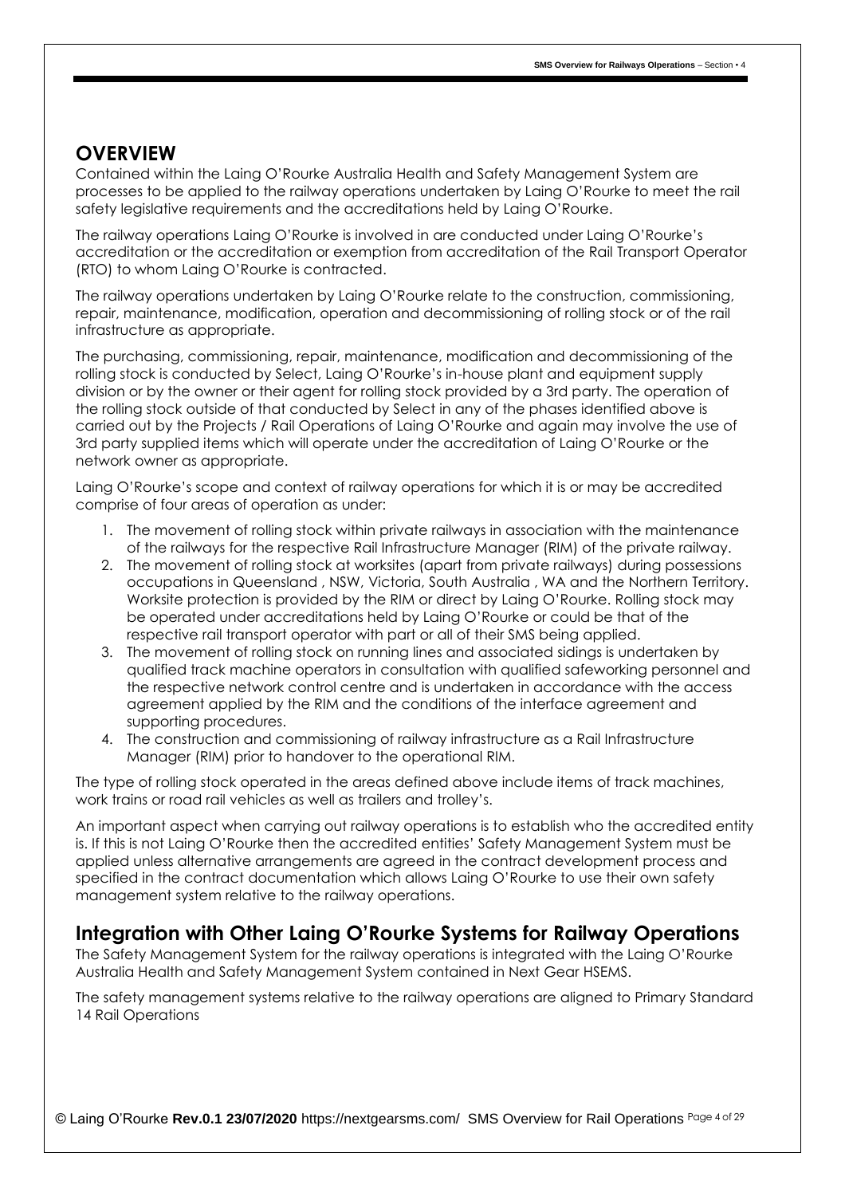## OVERVIEW

Contained within the Laing O'Rourke Australia Health and Safety Management System are processes to be applied to the railway operations undertaken by Laing O'Rourke to meet the rail safety legislative requirements and the accreditations held by Laing O'Rourke.

The railway operations Laing O'Rourke is involved in are conducted under Laing O'Rourke's accreditation or the accreditation or exemption from accreditation of the Rail Transport Operator (RTO) to whom Laing O'Rourke is contracted.

The railway operations undertaken by Laing O'Rourke relate to the construction, commissioning, repair, maintenance, modification, operation and decommissioning of rolling stock or of the rail infrastructure as appropriate.

The purchasing, commissioning, repair, maintenance, modification and decommissioning of the rolling stock is conducted by Select, Laing O'Rourke's in-house plant and equipment supply division or by the owner or their agent for rolling stock provided by a 3rd party. The operation of the rolling stock outside of that conducted by Select in any of the phases identified above is carried out by the Projects / Rail Operations of Laing O'Rourke and again may involve the use of 3rd party supplied items which will operate under the accreditation of Laing O'Rourke or the network owner as appropriate.

Laing O'Rourke's scope and context of railway operations for which it is or may be accredited comprise of four areas of operation as under:

1. The movement of rolling stock within private railways in association with the maintenance of the railways for the respective Rail Infrastructure Manager (RIM) of the private railway.
2. The movement of rolling stock at worksites (apart from private railways) during possessions occupations in Queensland , NSW, Victoria, South Australia , WA and the Northern Territory. Worksite protection is provided by the RIM or direct by Laing O'Rourke. Rolling stock may be operated under accreditations held by Laing O'Rourke or could be that of the respective rail transport operator with part or all of their SMS being applied.
3. The movement of rolling stock on running lines and associated sidings is undertaken by qualified track machine operators in consultation with qualified safeworking personnel and the respective network control centre and is undertaken in accordance with the access agreement applied by the RIM and the conditions of the interface agreement and supporting procedures.
4. The construction and commissioning of railway infrastructure as a Rail Infrastructure Manager (RIM) prior to handover to the operational RIM.

The type of rolling stock operated in the areas defined above include items of track machines, work trains or road rail vehicles as well as trailers and trolley's.

An important aspect when carrying out railway operations is to establish who the accredited entity is. If this is not Laing O'Rourke then the accredited entities' Safety Management System must be applied unless alternative arrangements are agreed in the contract development process and specified in the contract documentation which allows Laing O'Rourke to use their own safety management system relative to the railway operations.

## Integration with Other Laing O'Rourke Systems for Railway Operations

The Safety Management System for the railway operations is integrated with the Laing O'Rourke Australia Health and Safety Management System contained in Next Gear HSEMS.

The safety management systems relative to the railway operations are aligned to Primary Standard 14 Rail Operations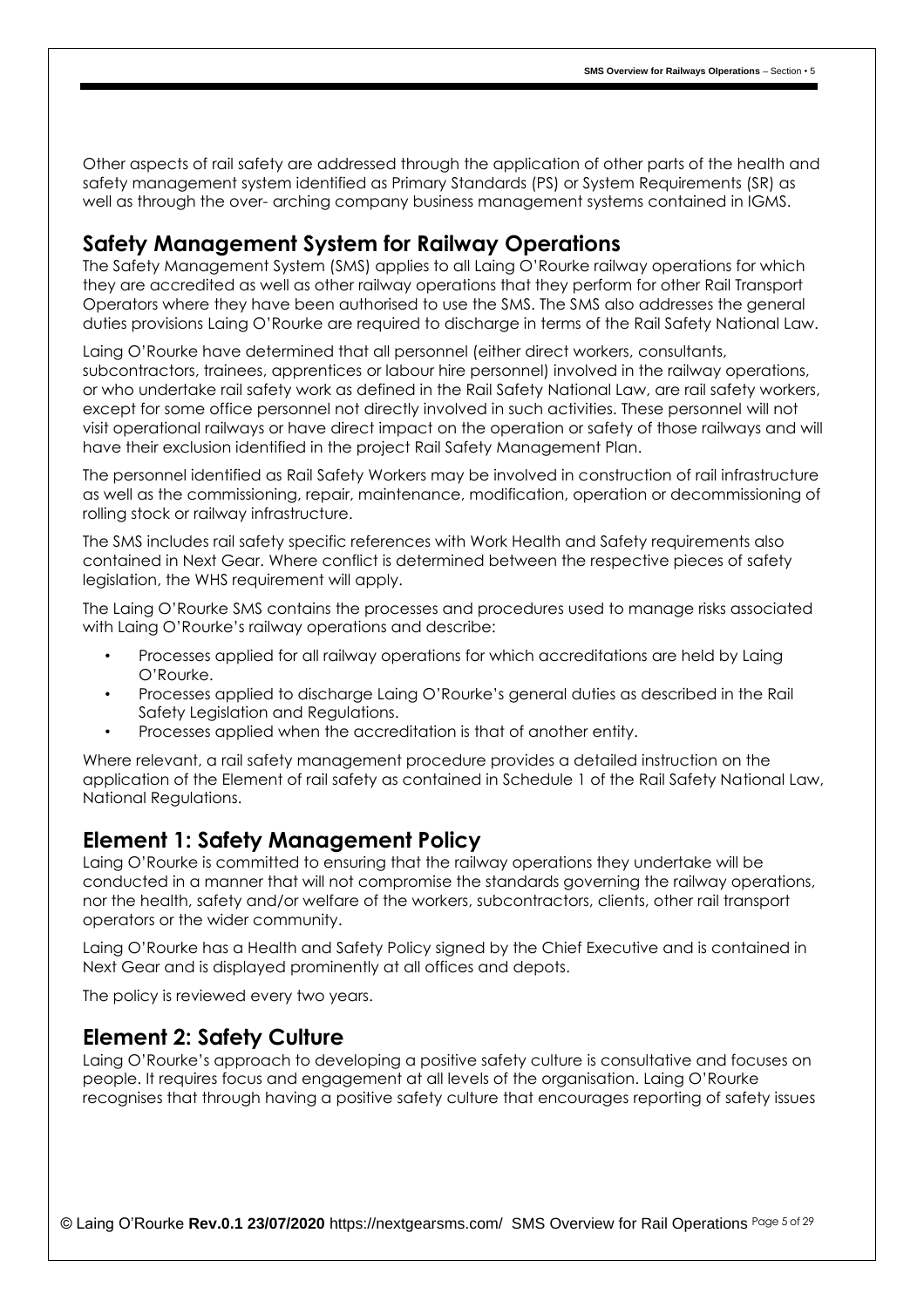Other aspects of rail safety are addressed through the application of other parts of the health and safety management system identified as Primary Standards (PS) or System Requirements (SR) as well as through the over- arching company business management systems contained in IGMS.

## Safety Management System for Railway Operations

The Safety Management System (SMS) applies to all Laing O'Rourke railway operations for which they are accredited as well as other railway operations that they perform for other Rail Transport Operators where they have been authorised to use the SMS. The SMS also addresses the general duties provisions Laing O'Rourke are required to discharge in terms of the Rail Safety National Law.

Laing O'Rourke have determined that all personnel (either direct workers, consultants, subcontractors, trainees, apprentices or labour hire personnel) involved in the railway operations, or who undertake rail safety work as defined in the Rail Safety National Law, are rail safety workers, except for some office personnel not directly involved in such activities. These personnel will not visit operational railways or have direct impact on the operation or safety of those railways and will have their exclusion identified in the project Rail Safety Management Plan.

The personnel identified as Rail Safety Workers may be involved in construction of rail infrastructure as well as the commissioning, repair, maintenance, modification, operation or decommissioning of rolling stock or railway infrastructure.

The SMS includes rail safety specific references with Work Health and Safety requirements also contained in Next Gear. Where conflict is determined between the respective pieces of safety legislation, the WHS requirement will apply.

The Laing O'Rourke SMS contains the processes and procedures used to manage risks associated with Laing O'Rourke's railway operations and describe:

- Processes applied for all railway operations for which accreditations are held by Laing O'Rourke.
- Processes applied to discharge Laing O'Rourke's general duties as described in the Rail Safety Legislation and Regulations.
- Processes applied when the accreditation is that of another entity.

Where relevant, a rail safety management procedure provides a detailed instruction on the application of the Element of rail safety as contained in Schedule 1 of the Rail Safety National Law, National Regulations.

## Element 1: Safety Management Policy

Laing O'Rourke is committed to ensuring that the railway operations they undertake will be conducted in a manner that will not compromise the standards governing the railway operations, nor the health, safety and/or welfare of the workers, subcontractors, clients, other rail transport operators or the wider community.

Laing O'Rourke has a Health and Safety Policy signed by the Chief Executive and is contained in Next Gear and is displayed prominently at all offices and depots.

The policy is reviewed every two years.

## Element 2: Safety Culture

Laing O'Rourke's approach to developing a positive safety culture is consultative and focuses on people. It requires focus and engagement at all levels of the organisation. Laing O'Rourke recognises that through having a positive safety culture that encourages reporting of safety issues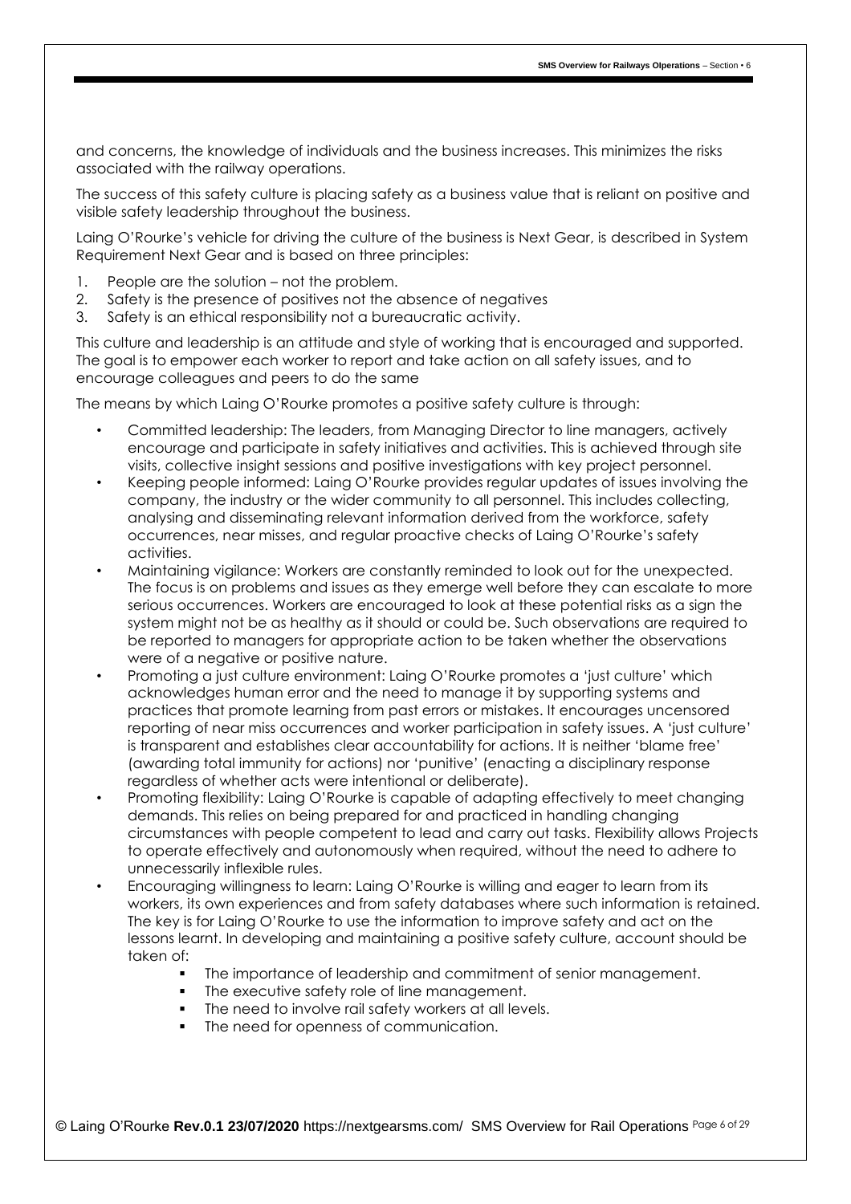and concerns, the knowledge of individuals and the business increases. This minimizes the risks associated with the railway operations.

The success of this safety culture is placing safety as a business value that is reliant on positive and visible safety leadership throughout the business.

Laing O'Rourke's vehicle for driving the culture of the business is Next Gear, is described in System Requirement Next Gear and is based on three principles:

1. People are the solution – not the problem.
2. Safety is the presence of positives not the absence of negatives
3. Safety is an ethical responsibility not a bureaucratic activity.

This culture and leadership is an attitude and style of working that is encouraged and supported. The goal is to empower each worker to report and take action on all safety issues, and to encourage colleagues and peers to do the same

The means by which Laing O'Rourke promotes a positive safety culture is through:

- Committed leadership: The leaders, from Managing Director to line managers, actively encourage and participate in safety initiatives and activities. This is achieved through site visits, collective insight sessions and positive investigations with key project personnel.
- Keeping people informed: Laing O'Rourke provides regular updates of issues involving the company, the industry or the wider community to all personnel. This includes collecting, analysing and disseminating relevant information derived from the workforce, safety occurrences, near misses, and regular proactive checks of Laing O'Rourke's safety activities.
- Maintaining vigilance: Workers are constantly reminded to look out for the unexpected. The focus is on problems and issues as they emerge well before they can escalate to more serious occurrences. Workers are encouraged to look at these potential risks as a sign the system might not be as healthy as it should or could be. Such observations are required to be reported to managers for appropriate action to be taken whether the observations were of a negative or positive nature.
- Promoting a just culture environment: Laing O'Rourke promotes a 'just culture' which acknowledges human error and the need to manage it by supporting systems and practices that promote learning from past errors or mistakes. It encourages uncensored reporting of near miss occurrences and worker participation in safety issues. A 'just culture' is transparent and establishes clear accountability for actions. It is neither 'blame free' (awarding total immunity for actions) nor 'punitive' (enacting a disciplinary response regardless of whether acts were intentional or deliberate).
- Promoting flexibility: Laing O'Rourke is capable of adapting effectively to meet changing demands. This relies on being prepared for and practiced in handling changing circumstances with people competent to lead and carry out tasks. Flexibility allows Projects to operate effectively and autonomously when required, without the need to adhere to unnecessarily inflexible rules.
- Encouraging willingness to learn: Laing O'Rourke is willing and eager to learn from its workers, its own experiences and from safety databases where such information is retained. The key is for Laing O'Rourke to use the information to improve safety and act on the lessons learnt. In developing and maintaining a positive safety culture, account should be taken of:
  - The importance of leadership and commitment of senior management.
  - The executive safety role of line management.
  - The need to involve rail safety workers at all levels.
  - The need for openness of communication.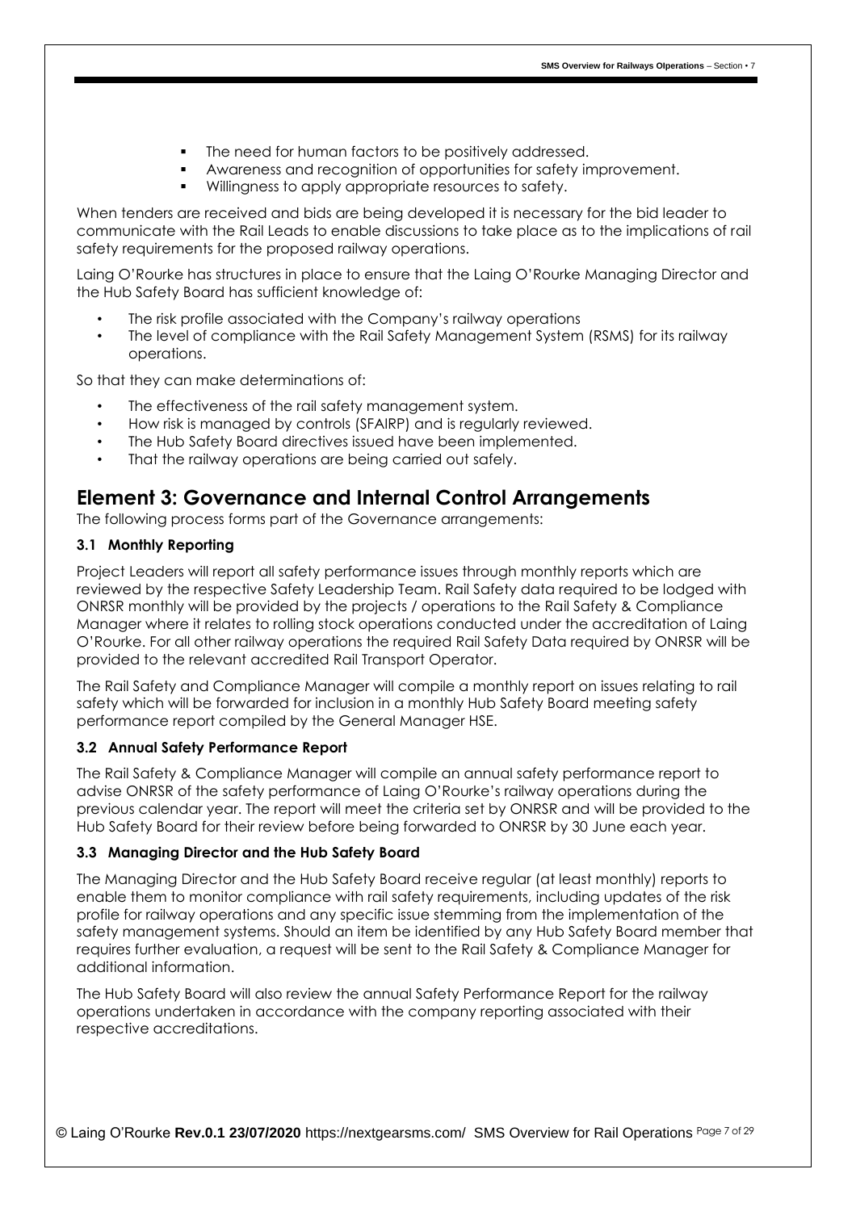- The need for human factors to be positively addressed.
- Awareness and recognition of opportunities for safety improvement.
- Willingness to apply appropriate resources to safety.

When tenders are received and bids are being developed it is necessary for the bid leader to communicate with the Rail Leads to enable discussions to take place as to the implications of rail safety requirements for the proposed railway operations.

Laing O'Rourke has structures in place to ensure that the Laing O'Rourke Managing Director and the Hub Safety Board has sufficient knowledge of:

- The risk profile associated with the Company's railway operations
- The level of compliance with the Rail Safety Management System (RSMS) for its railway operations.

So that they can make determinations of:

- The effectiveness of the rail safety management system.
- How risk is managed by controls (SFAIRP) and is regularly reviewed.
- The Hub Safety Board directives issued have been implemented.
- That the railway operations are being carried out safely.

## Element 3: Governance and Internal Control Arrangements

The following process forms part of the Governance arrangements:

### 3.1 Monthly Reporting

Project Leaders will report all safety performance issues through monthly reports which are reviewed by the respective Safety Leadership Team. Rail Safety data required to be lodged with ONRSR monthly will be provided by the projects / operations to the Rail Safety & Compliance Manager where it relates to rolling stock operations conducted under the accreditation of Laing O'Rourke. For all other railway operations the required Rail Safety Data required by ONRSR will be provided to the relevant accredited Rail Transport Operator.

The Rail Safety and Compliance Manager will compile a monthly report on issues relating to rail safety which will be forwarded for inclusion in a monthly Hub Safety Board meeting safety performance report compiled by the General Manager HSE.

### 3.2 Annual Safety Performance Report

The Rail Safety & Compliance Manager will compile an annual safety performance report to advise ONRSR of the safety performance of Laing O'Rourke's railway operations during the previous calendar year. The report will meet the criteria set by ONRSR and will be provided to the Hub Safety Board for their review before being forwarded to ONRSR by 30 June each year.

### 3.3 Managing Director and the Hub Safety Board

The Managing Director and the Hub Safety Board receive regular (at least monthly) reports to enable them to monitor compliance with rail safety requirements, including updates of the risk profile for railway operations and any specific issue stemming from the implementation of the safety management systems. Should an item be identified by any Hub Safety Board member that requires further evaluation, a request will be sent to the Rail Safety & Compliance Manager for additional information.

The Hub Safety Board will also review the annual Safety Performance Report for the railway operations undertaken in accordance with the company reporting associated with their respective accreditations.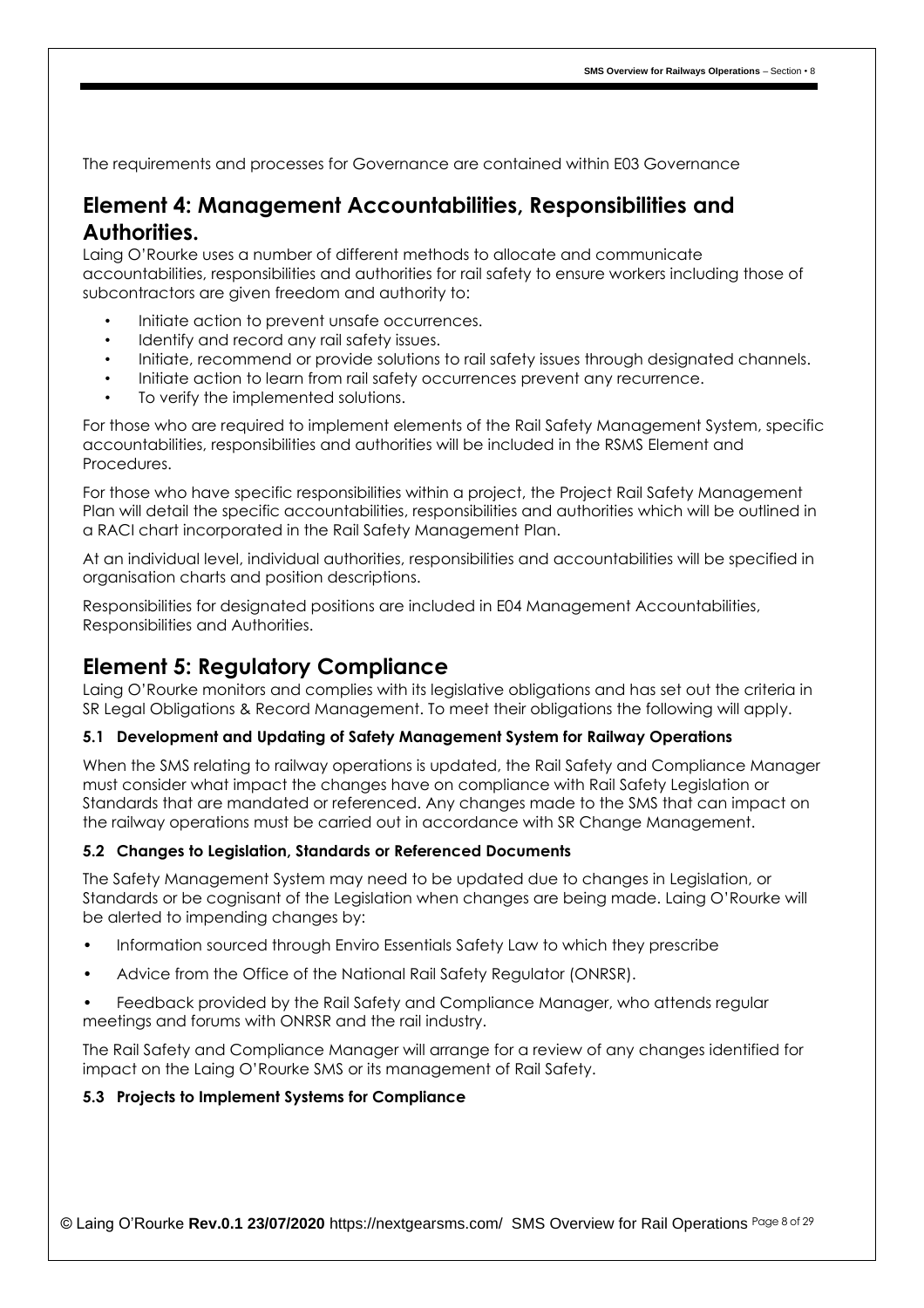The requirements and processes for Governance are contained within E03 Governance

## Element 4: Management Accountabilities, Responsibilities and Authorities.

Laing O'Rourke uses a number of different methods to allocate and communicate accountabilities, responsibilities and authorities for rail safety to ensure workers including those of subcontractors are given freedom and authority to:

- Initiate action to prevent unsafe occurrences.
- Identify and record any rail safety issues.
- Initiate, recommend or provide solutions to rail safety issues through designated channels.
- Initiate action to learn from rail safety occurrences prevent any recurrence.
- To verify the implemented solutions.

For those who are required to implement elements of the Rail Safety Management System, specific accountabilities, responsibilities and authorities will be included in the RSMS Element and Procedures.

For those who have specific responsibilities within a project, the Project Rail Safety Management Plan will detail the specific accountabilities, responsibilities and authorities which will be outlined in a RACI chart incorporated in the Rail Safety Management Plan.

At an individual level, individual authorities, responsibilities and accountabilities will be specified in organisation charts and position descriptions.

Responsibilities for designated positions are included in E04 Management Accountabilities, Responsibilities and Authorities.

## Element 5: Regulatory Compliance

Laing O'Rourke monitors and complies with its legislative obligations and has set out the criteria in SR Legal Obligations & Record Management. To meet their obligations the following will apply.

### 5.1 Development and Updating of Safety Management System for Railway Operations

When the SMS relating to railway operations is updated, the Rail Safety and Compliance Manager must consider what impact the changes have on compliance with Rail Safety Legislation or Standards that are mandated or referenced. Any changes made to the SMS that can impact on the railway operations must be carried out in accordance with SR Change Management.

### 5.2 Changes to Legislation, Standards or Referenced Documents

The Safety Management System may need to be updated due to changes in Legislation, or Standards or be cognisant of the Legislation when changes are being made. Laing O'Rourke will be alerted to impending changes by:

- Information sourced through Enviro Essentials Safety Law to which they prescribe
- Advice from the Office of the National Rail Safety Regulator (ONRSR).
- Feedback provided by the Rail Safety and Compliance Manager, who attends regular meetings and forums with ONRSR and the rail industry.

The Rail Safety and Compliance Manager will arrange for a review of any changes identified for impact on the Laing O'Rourke SMS or its management of Rail Safety.

### 5.3 Projects to Implement Systems for Compliance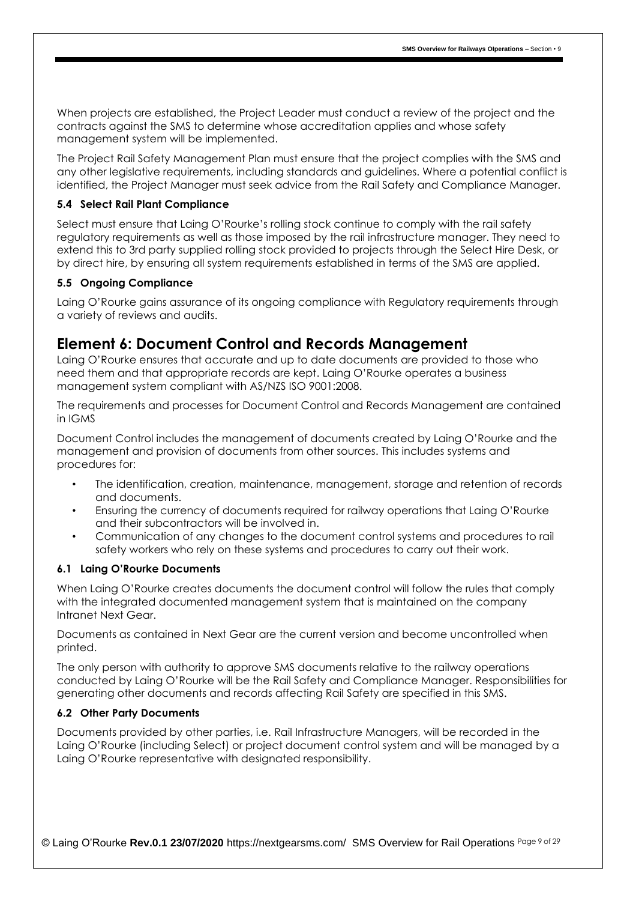When projects are established, the Project Leader must conduct a review of the project and the contracts against the SMS to determine whose accreditation applies and whose safety management system will be implemented.

The Project Rail Safety Management Plan must ensure that the project complies with the SMS and any other legislative requirements, including standards and guidelines. Where a potential conflict is identified, the Project Manager must seek advice from the Rail Safety and Compliance Manager.

### 5.4 Select Rail Plant Compliance

Select must ensure that Laing O'Rourke's rolling stock continue to comply with the rail safety regulatory requirements as well as those imposed by the rail infrastructure manager. They need to extend this to 3rd party supplied rolling stock provided to projects through the Select Hire Desk, or by direct hire, by ensuring all system requirements established in terms of the SMS are applied.

### 5.5 Ongoing Compliance

Laing O'Rourke gains assurance of its ongoing compliance with Regulatory requirements through a variety of reviews and audits.

## Element 6: Document Control and Records Management

Laing O'Rourke ensures that accurate and up to date documents are provided to those who need them and that appropriate records are kept. Laing O'Rourke operates a business management system compliant with AS/NZS ISO 9001:2008.

The requirements and processes for Document Control and Records Management are contained in IGMS

Document Control includes the management of documents created by Laing O'Rourke and the management and provision of documents from other sources. This includes systems and procedures for:

- The identification, creation, maintenance, management, storage and retention of records and documents.
- Ensuring the currency of documents required for railway operations that Laing O'Rourke and their subcontractors will be involved in.
- Communication of any changes to the document control systems and procedures to rail safety workers who rely on these systems and procedures to carry out their work.

### 6.1 Laing O'Rourke Documents

When Laing O'Rourke creates documents the document control will follow the rules that comply with the integrated documented management system that is maintained on the company Intranet Next Gear.

Documents as contained in Next Gear are the current version and become uncontrolled when printed.

The only person with authority to approve SMS documents relative to the railway operations conducted by Laing O'Rourke will be the Rail Safety and Compliance Manager. Responsibilities for generating other documents and records affecting Rail Safety are specified in this SMS.

### 6.2 Other Party Documents

Documents provided by other parties, i.e. Rail Infrastructure Managers, will be recorded in the Laing O'Rourke (including Select) or project document control system and will be managed by a Laing O'Rourke representative with designated responsibility.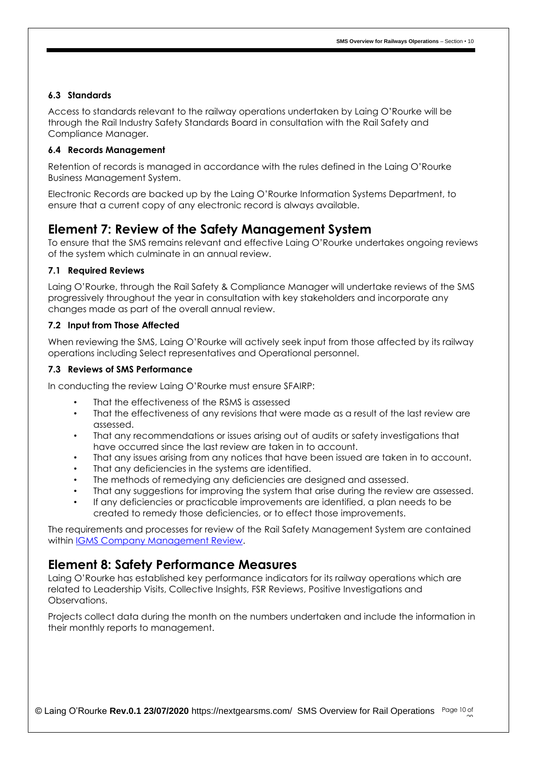### 6.3 Standards

Access to standards relevant to the railway operations undertaken by Laing O'Rourke will be through the Rail Industry Safety Standards Board in consultation with the Rail Safety and Compliance Manager.

### 6.4 Records Management

Retention of records is managed in accordance with the rules defined in the Laing O'Rourke Business Management System.

Electronic Records are backed up by the Laing O'Rourke Information Systems Department, to ensure that a current copy of any electronic record is always available.

## Element 7: Review of the Safety Management System

To ensure that the SMS remains relevant and effective Laing O'Rourke undertakes ongoing reviews of the system which culminate in an annual review.

### 7.1 Required Reviews

Laing O'Rourke, through the Rail Safety & Compliance Manager will undertake reviews of the SMS progressively throughout the year in consultation with key stakeholders and incorporate any changes made as part of the overall annual review.

### 7.2 Input from Those Affected

When reviewing the SMS, Laing O'Rourke will actively seek input from those affected by its railway operations including Select representatives and Operational personnel.

### 7.3 Reviews of SMS Performance

In conducting the review Laing O'Rourke must ensure SFAIRP:

- That the effectiveness of the RSMS is assessed
- That the effectiveness of any revisions that were made as a result of the last review are assessed.
- That any recommendations or issues arising out of audits or safety investigations that have occurred since the last review are taken in to account.
- That any issues arising from any notices that have been issued are taken in to account.
- That any deficiencies in the systems are identified.
- The methods of remedying any deficiencies are designed and assessed.
- That any suggestions for improving the system that arise during the review are assessed.
- If any deficiencies or practicable improvements are identified, a plan needs to be created to remedy those deficiencies, or to effect those improvements.

The requirements and processes for review of the Rail Safety Management System are contained within IGMS Company Management Review.

## Element 8: Safety Performance Measures

Laing O'Rourke has established key performance indicators for its railway operations which are related to Leadership Visits, Collective Insights, FSR Reviews, Positive Investigations and Observations.

Projects collect data during the month on the numbers undertaken and include the information in their monthly reports to management.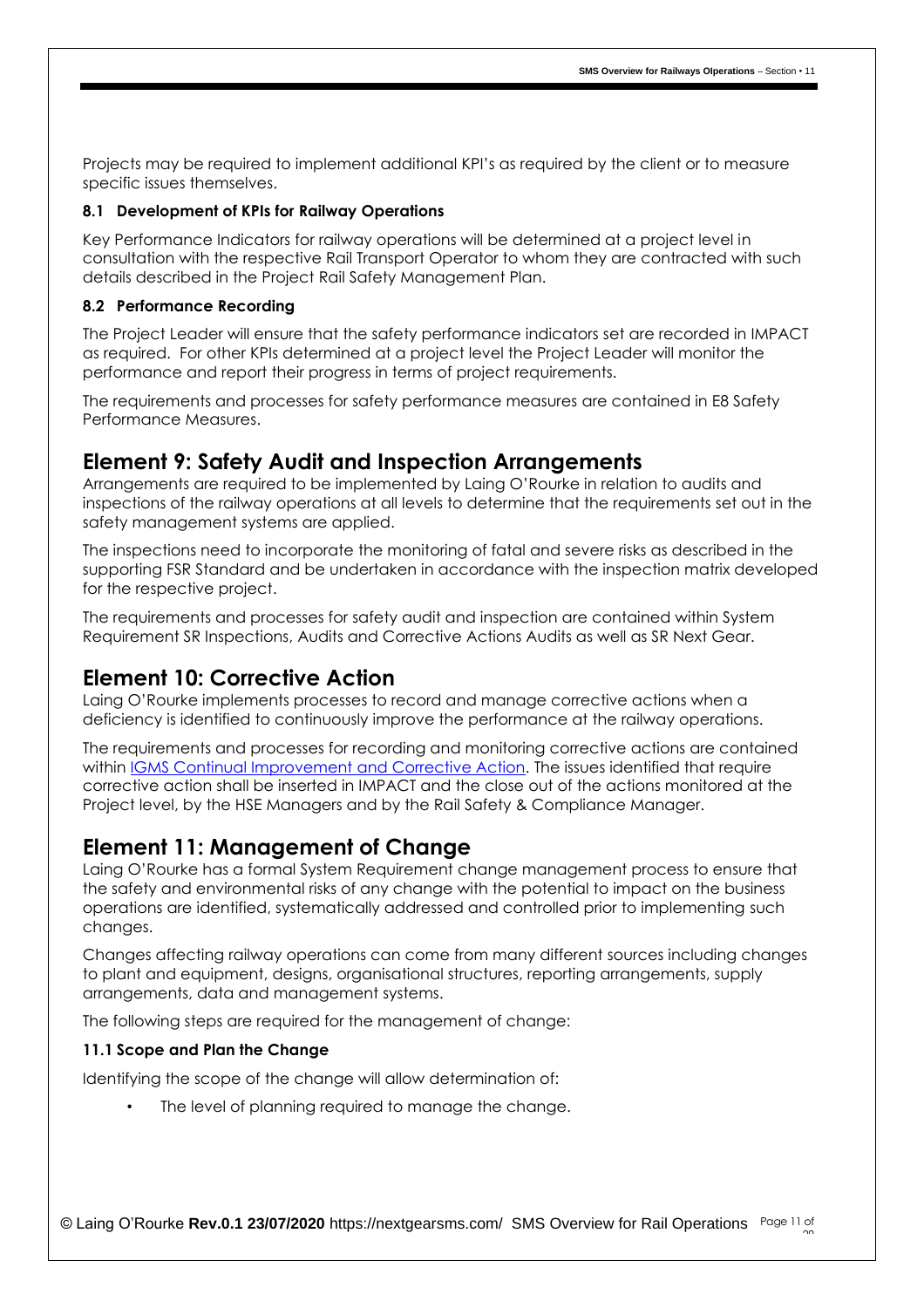Projects may be required to implement additional KPI's as required by the client or to measure specific issues themselves.

### 8.1 Development of KPIs for Railway Operations

Key Performance Indicators for railway operations will be determined at a project level in consultation with the respective Rail Transport Operator to whom they are contracted with such details described in the Project Rail Safety Management Plan.

### 8.2 Performance Recording

The Project Leader will ensure that the safety performance indicators set are recorded in IMPACT as required. For other KPIs determined at a project level the Project Leader will monitor the performance and report their progress in terms of project requirements.

The requirements and processes for safety performance measures are contained in E8 Safety Performance Measures.

## Element 9: Safety Audit and Inspection Arrangements

Arrangements are required to be implemented by Laing O'Rourke in relation to audits and inspections of the railway operations at all levels to determine that the requirements set out in the safety management systems are applied.

The inspections need to incorporate the monitoring of fatal and severe risks as described in the supporting FSR Standard and be undertaken in accordance with the inspection matrix developed for the respective project.

The requirements and processes for safety audit and inspection are contained within System Requirement SR Inspections, Audits and Corrective Actions Audits as well as SR Next Gear.

## Element 10: Corrective Action

Laing O'Rourke implements processes to record and manage corrective actions when a deficiency is identified to continuously improve the performance at the railway operations.

The requirements and processes for recording and monitoring corrective actions are contained within IGMS Continual Improvement and Corrective Action. The issues identified that require corrective action shall be inserted in IMPACT and the close out of the actions monitored at the Project level, by the HSE Managers and by the Rail Safety & Compliance Manager.

## Element 11: Management of Change

Laing O'Rourke has a formal System Requirement change management process to ensure that the safety and environmental risks of any change with the potential to impact on the business operations are identified, systematically addressed and controlled prior to implementing such changes.

Changes affecting railway operations can come from many different sources including changes to plant and equipment, designs, organisational structures, reporting arrangements, supply arrangements, data and management systems.

The following steps are required for the management of change:

### 11.1 Scope and Plan the Change

Identifying the scope of the change will allow determination of:

- The level of planning required to manage the change.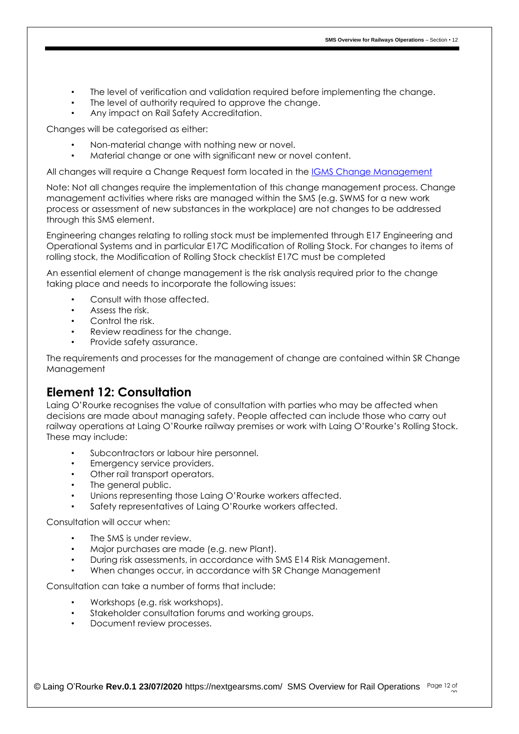- The level of verification and validation required before implementing the change.
- The level of authority required to approve the change.
- Any impact on Rail Safety Accreditation.

Changes will be categorised as either:

- Non-material change with nothing new or novel.
- Material change or one with significant new or novel content.

All changes will require a Change Request form located in the [IGMS Change Management]

Note: Not all changes require the implementation of this change management process. Change management activities where risks are managed within the SMS (e.g. SWMS for a new work process or assessment of new substances in the workplace) are not changes to be addressed through this SMS element.

Engineering changes relating to rolling stock must be implemented through E17 Engineering and Operational Systems and in particular E17C Modification of Rolling Stock. For changes to items of rolling stock, the Modification of Rolling Stock checklist E17C must be completed

An essential element of change management is the risk analysis required prior to the change taking place and needs to incorporate the following issues:

- Consult with those affected.
- Assess the risk.
- Control the risk.
- Review readiness for the change.
- Provide safety assurance.

The requirements and processes for the management of change are contained within SR Change Management

## Element 12: Consultation

Laing O'Rourke recognises the value of consultation with parties who may be affected when decisions are made about managing safety. People affected can include those who carry out railway operations at Laing O'Rourke railway premises or work with Laing O'Rourke's Rolling Stock. These may include:

- Subcontractors or labour hire personnel.
- Emergency service providers.
- Other rail transport operators.
- The general public.
- Unions representing those Laing O'Rourke workers affected.
- Safety representatives of Laing O'Rourke workers affected.

Consultation will occur when:

- The SMS is under review.
- Major purchases are made (e.g. new Plant).
- During risk assessments, in accordance with SMS E14 Risk Management.
- When changes occur, in accordance with SR Change Management

Consultation can take a number of forms that include:

- Workshops (e.g. risk workshops).
- Stakeholder consultation forums and working groups.
- Document review processes.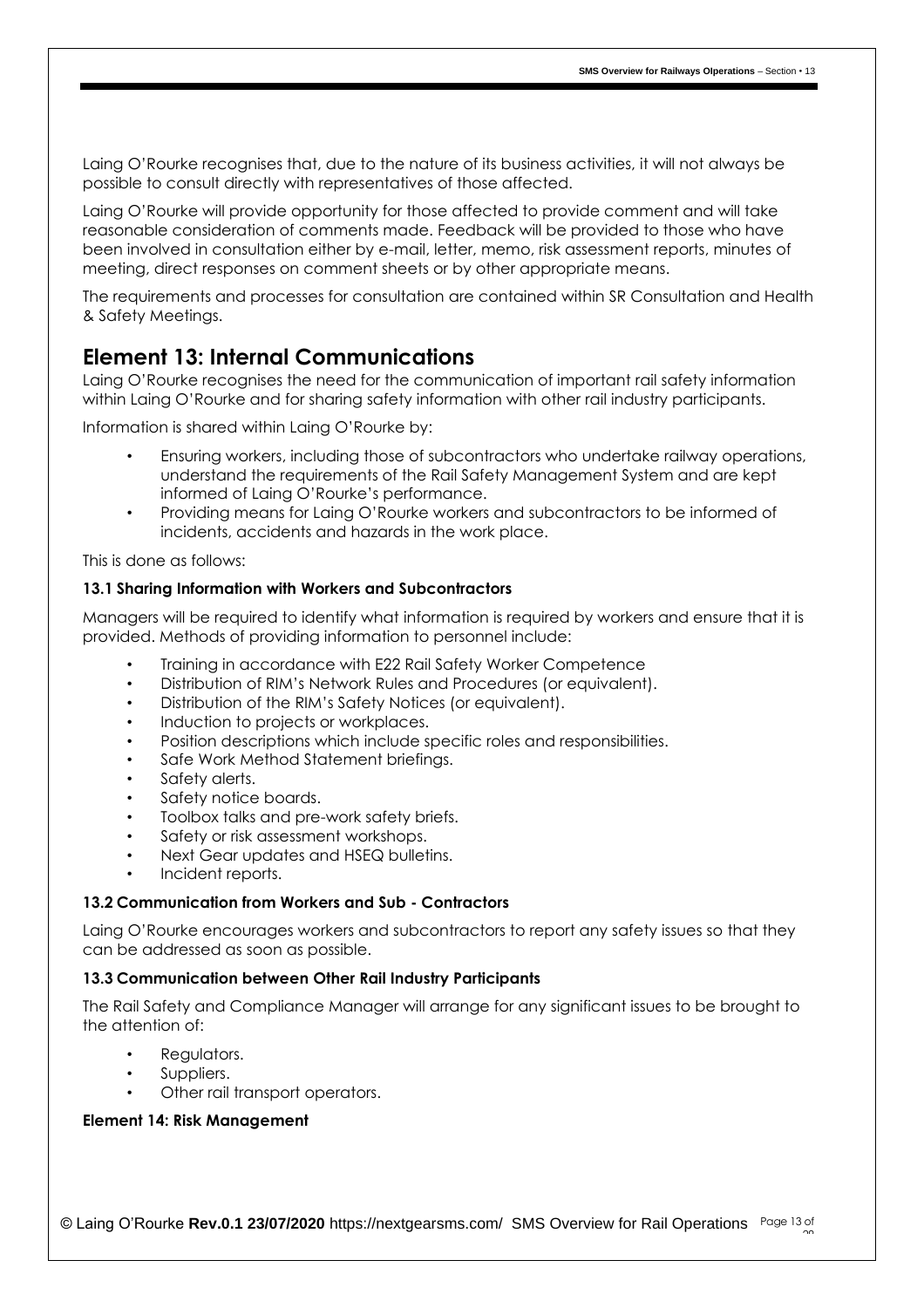Laing O'Rourke recognises that, due to the nature of its business activities, it will not always be possible to consult directly with representatives of those affected.

Laing O'Rourke will provide opportunity for those affected to provide comment and will take reasonable consideration of comments made. Feedback will be provided to those who have been involved in consultation either by e-mail, letter, memo, risk assessment reports, minutes of meeting, direct responses on comment sheets or by other appropriate means.

The requirements and processes for consultation are contained within SR Consultation and Health & Safety Meetings.

## Element 13: Internal Communications

Laing O'Rourke recognises the need for the communication of important rail safety information within Laing O'Rourke and for sharing safety information with other rail industry participants.

Information is shared within Laing O'Rourke by:

- Ensuring workers, including those of subcontractors who undertake railway operations, understand the requirements of the Rail Safety Management System and are kept informed of Laing O'Rourke's performance.
- Providing means for Laing O'Rourke workers and subcontractors to be informed of incidents, accidents and hazards in the work place.

This is done as follows:

### 13.1 Sharing Information with Workers and Subcontractors

Managers will be required to identify what information is required by workers and ensure that it is provided. Methods of providing information to personnel include:

- Training in accordance with E22 Rail Safety Worker Competence
- Distribution of RIM's Network Rules and Procedures (or equivalent).
- Distribution of the RIM's Safety Notices (or equivalent).
- Induction to projects or workplaces.
- Position descriptions which include specific roles and responsibilities.
- Safe Work Method Statement briefings.
- Safety alerts.
- Safety notice boards.
- Toolbox talks and pre-work safety briefs.
- Safety or risk assessment workshops.
- Next Gear updates and HSEQ bulletins.
- Incident reports.

### 13.2 Communication from Workers and Sub - Contractors

Laing O'Rourke encourages workers and subcontractors to report any safety issues so that they can be addressed as soon as possible.

### 13.3 Communication between Other Rail Industry Participants

The Rail Safety and Compliance Manager will arrange for any significant issues to be brought to the attention of:

- Regulators.
- Suppliers.
- Other rail transport operators.

**Element 14: Risk Management**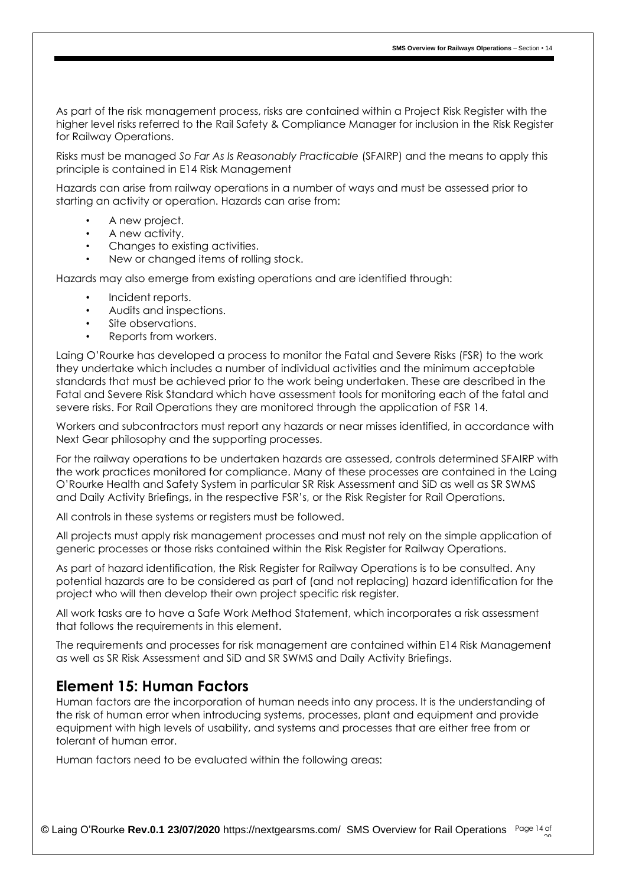As part of the risk management process, risks are contained within a Project Risk Register with the higher level risks referred to the Rail Safety & Compliance Manager for inclusion in the Risk Register for Railway Operations.

Risks must be managed *So Far As Is Reasonably Practicable* (SFAIRP) and the means to apply this principle is contained in E14 Risk Management

Hazards can arise from railway operations in a number of ways and must be assessed prior to starting an activity or operation. Hazards can arise from:

- A new project.
- A new activity.
- Changes to existing activities.
- New or changed items of rolling stock.

Hazards may also emerge from existing operations and are identified through:

- Incident reports.
- Audits and inspections.
- Site observations.
- Reports from workers.

Laing O'Rourke has developed a process to monitor the Fatal and Severe Risks (FSR) to the work they undertake which includes a number of individual activities and the minimum acceptable standards that must be achieved prior to the work being undertaken. These are described in the Fatal and Severe Risk Standard which have assessment tools for monitoring each of the fatal and severe risks. For Rail Operations they are monitored through the application of FSR 14.

Workers and subcontractors must report any hazards or near misses identified, in accordance with Next Gear philosophy and the supporting processes.

For the railway operations to be undertaken hazards are assessed, controls determined SFAIRP with the work practices monitored for compliance. Many of these processes are contained in the Laing O'Rourke Health and Safety System in particular SR Risk Assessment and SiD as well as SR SWMS and Daily Activity Briefings, in the respective FSR's, or the Risk Register for Rail Operations.

All controls in these systems or registers must be followed.

All projects must apply risk management processes and must not rely on the simple application of generic processes or those risks contained within the Risk Register for Railway Operations.

As part of hazard identification, the Risk Register for Railway Operations is to be consulted. Any potential hazards are to be considered as part of (and not replacing) hazard identification for the project who will then develop their own project specific risk register.

All work tasks are to have a Safe Work Method Statement, which incorporates a risk assessment that follows the requirements in this element.

The requirements and processes for risk management are contained within E14 Risk Management as well as SR Risk Assessment and SiD and SR SWMS and Daily Activity Briefings.

## Element 15: Human Factors

Human factors are the incorporation of human needs into any process. It is the understanding of the risk of human error when introducing systems, processes, plant and equipment and provide equipment with high levels of usability, and systems and processes that are either free from or tolerant of human error.

Human factors need to be evaluated within the following areas: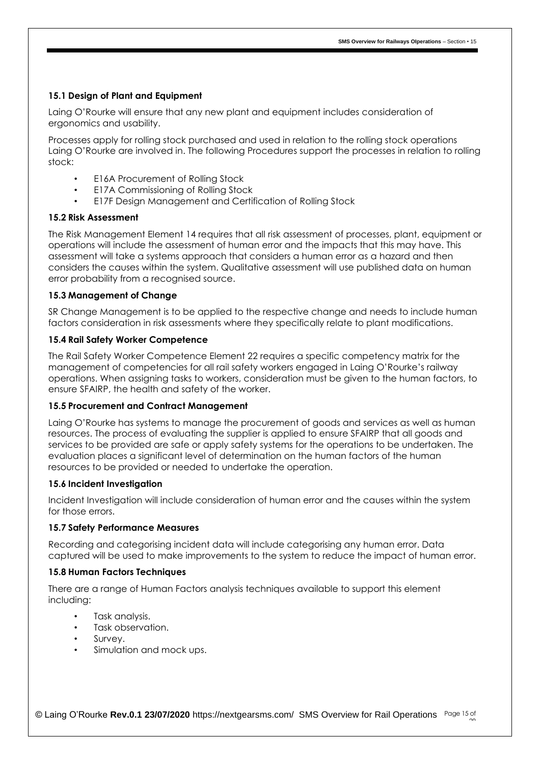### 15.1 Design of Plant and Equipment

Laing O'Rourke will ensure that any new plant and equipment includes consideration of ergonomics and usability.

Processes apply for rolling stock purchased and used in relation to the rolling stock operations Laing O'Rourke are involved in. The following Procedures support the processes in relation to rolling stock:

- E16A Procurement of Rolling Stock
- E17A Commissioning of Rolling Stock
- E17F Design Management and Certification of Rolling Stock

### 15.2 Risk Assessment

The Risk Management Element 14 requires that all risk assessment of processes, plant, equipment or operations will include the assessment of human error and the impacts that this may have. This assessment will take a systems approach that considers a human error as a hazard and then considers the causes within the system. Qualitative assessment will use published data on human error probability from a recognised source.

### 15.3 Management of Change

SR Change Management is to be applied to the respective change and needs to include human factors consideration in risk assessments where they specifically relate to plant modifications.

### 15.4 Rail Safety Worker Competence

The Rail Safety Worker Competence Element 22 requires a specific competency matrix for the management of competencies for all rail safety workers engaged in Laing O'Rourke's railway operations. When assigning tasks to workers, consideration must be given to the human factors, to ensure SFAIRP, the health and safety of the worker.

### 15.5 Procurement and Contract Management

Laing O'Rourke has systems to manage the procurement of goods and services as well as human resources. The process of evaluating the supplier is applied to ensure SFAIRP that all goods and services to be provided are safe or apply safety systems for the operations to be undertaken. The evaluation places a significant level of determination on the human factors of the human resources to be provided or needed to undertake the operation.

### 15.6 Incident Investigation

Incident Investigation will include consideration of human error and the causes within the system for those errors.

### 15.7 Safety Performance Measures

Recording and categorising incident data will include categorising any human error. Data captured will be used to make improvements to the system to reduce the impact of human error.

### 15.8 Human Factors Techniques

There are a range of Human Factors analysis techniques available to support this element including:

- Task analysis.
- Task observation.
- Survey.
- Simulation and mock ups.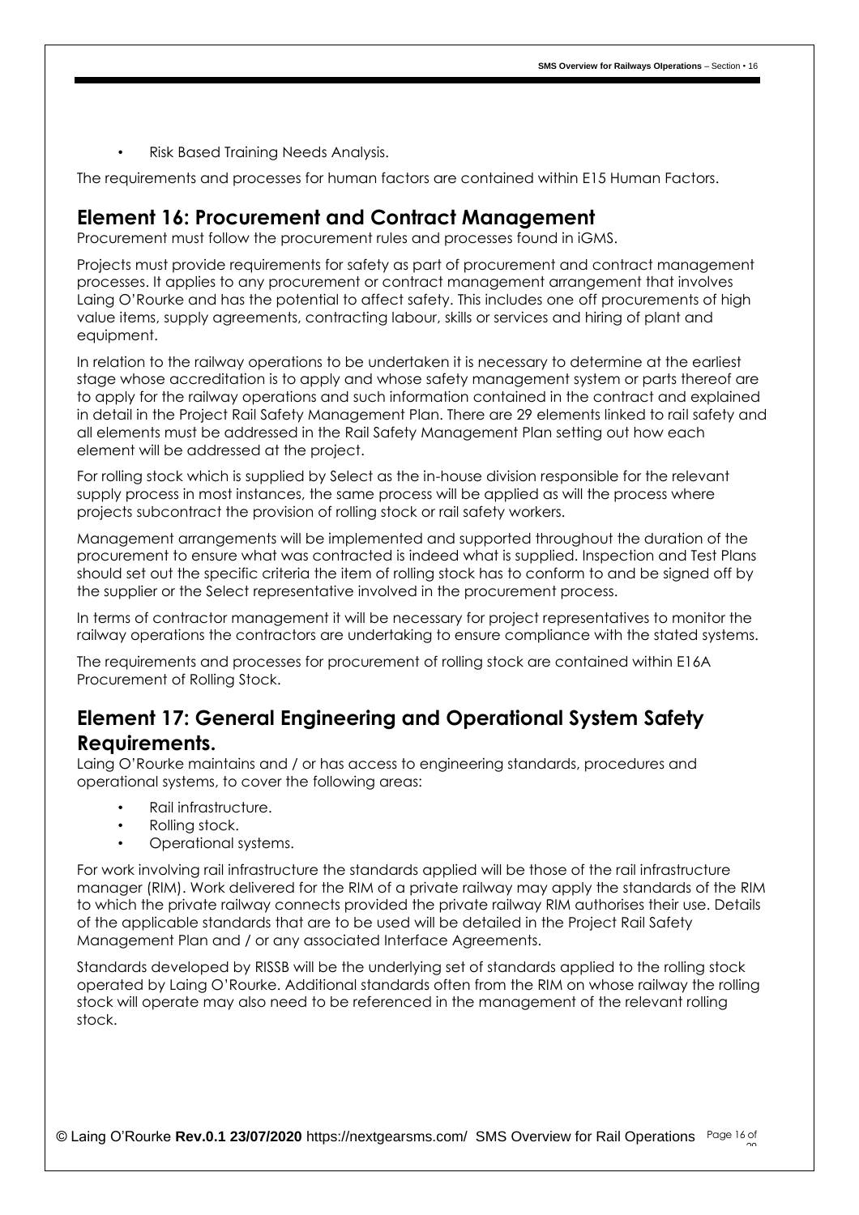- Risk Based Training Needs Analysis.

The requirements and processes for human factors are contained within E15 Human Factors.

## Element 16: Procurement and Contract Management

Procurement must follow the procurement rules and processes found in iGMS.

Projects must provide requirements for safety as part of procurement and contract management processes. It applies to any procurement or contract management arrangement that involves Laing O'Rourke and has the potential to affect safety. This includes one off procurements of high value items, supply agreements, contracting labour, skills or services and hiring of plant and equipment.

In relation to the railway operations to be undertaken it is necessary to determine at the earliest stage whose accreditation is to apply and whose safety management system or parts thereof are to apply for the railway operations and such information contained in the contract and explained in detail in the Project Rail Safety Management Plan. There are 29 elements linked to rail safety and all elements must be addressed in the Rail Safety Management Plan setting out how each element will be addressed at the project.

For rolling stock which is supplied by Select as the in-house division responsible for the relevant supply process in most instances, the same process will be applied as will the process where projects subcontract the provision of rolling stock or rail safety workers.

Management arrangements will be implemented and supported throughout the duration of the procurement to ensure what was contracted is indeed what is supplied. Inspection and Test Plans should set out the specific criteria the item of rolling stock has to conform to and be signed off by the supplier or the Select representative involved in the procurement process.

In terms of contractor management it will be necessary for project representatives to monitor the railway operations the contractors are undertaking to ensure compliance with the stated systems.

The requirements and processes for procurement of rolling stock are contained within E16A Procurement of Rolling Stock.

## Element 17: General Engineering and Operational System Safety Requirements.

Laing O'Rourke maintains and / or has access to engineering standards, procedures and operational systems, to cover the following areas:

- Rail infrastructure.
- Rolling stock.
- Operational systems.

For work involving rail infrastructure the standards applied will be those of the rail infrastructure manager (RIM). Work delivered for the RIM of a private railway may apply the standards of the RIM to which the private railway connects provided the private railway RIM authorises their use. Details of the applicable standards that are to be used will be detailed in the Project Rail Safety Management Plan and / or any associated Interface Agreements.

Standards developed by RISSB will be the underlying set of standards applied to the rolling stock operated by Laing O'Rourke. Additional standards often from the RIM on whose railway the rolling stock will operate may also need to be referenced in the management of the relevant rolling stock.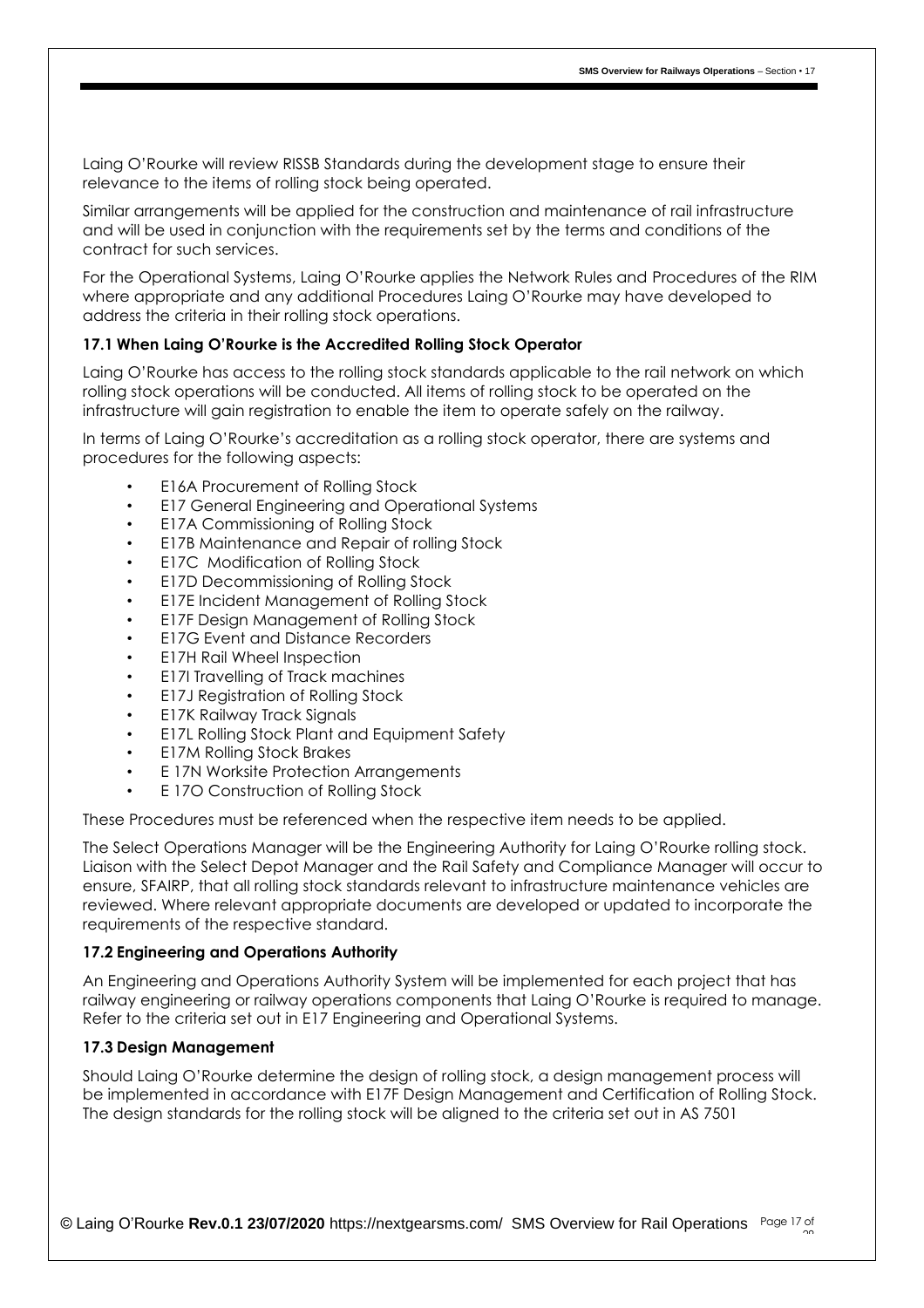Laing O'Rourke will review RISSB Standards during the development stage to ensure their relevance to the items of rolling stock being operated.

Similar arrangements will be applied for the construction and maintenance of rail infrastructure and will be used in conjunction with the requirements set by the terms and conditions of the contract for such services.

For the Operational Systems, Laing O'Rourke applies the Network Rules and Procedures of the RIM where appropriate and any additional Procedures Laing O'Rourke may have developed to address the criteria in their rolling stock operations.

### 17.1 When Laing O'Rourke is the Accredited Rolling Stock Operator

Laing O'Rourke has access to the rolling stock standards applicable to the rail network on which rolling stock operations will be conducted. All items of rolling stock to be operated on the infrastructure will gain registration to enable the item to operate safely on the railway.

In terms of Laing O'Rourke's accreditation as a rolling stock operator, there are systems and procedures for the following aspects:

- E16A Procurement of Rolling Stock
- E17 General Engineering and Operational Systems
- E17A Commissioning of Rolling Stock
- E17B Maintenance and Repair of rolling Stock
- E17C Modification of Rolling Stock
- E17D Decommissioning of Rolling Stock
- E17E Incident Management of Rolling Stock
- E17F Design Management of Rolling Stock
- E17G Event and Distance Recorders
- E17H Rail Wheel Inspection
- E17I Travelling of Track machines
- E17J Registration of Rolling Stock
- E17K Railway Track Signals
- E17L Rolling Stock Plant and Equipment Safety
- E17M Rolling Stock Brakes
- E 17N Worksite Protection Arrangements
- E 17O Construction of Rolling Stock

These Procedures must be referenced when the respective item needs to be applied.

The Select Operations Manager will be the Engineering Authority for Laing O'Rourke rolling stock. Liaison with the Select Depot Manager and the Rail Safety and Compliance Manager will occur to ensure, SFAIRP, that all rolling stock standards relevant to infrastructure maintenance vehicles are reviewed. Where relevant appropriate documents are developed or updated to incorporate the requirements of the respective standard.

### 17.2 Engineering and Operations Authority

An Engineering and Operations Authority System will be implemented for each project that has railway engineering or railway operations components that Laing O'Rourke is required to manage. Refer to the criteria set out in E17 Engineering and Operational Systems.

### 17.3 Design Management

Should Laing O'Rourke determine the design of rolling stock, a design management process will be implemented in accordance with E17F Design Management and Certification of Rolling Stock. The design standards for the rolling stock will be aligned to the criteria set out in AS 7501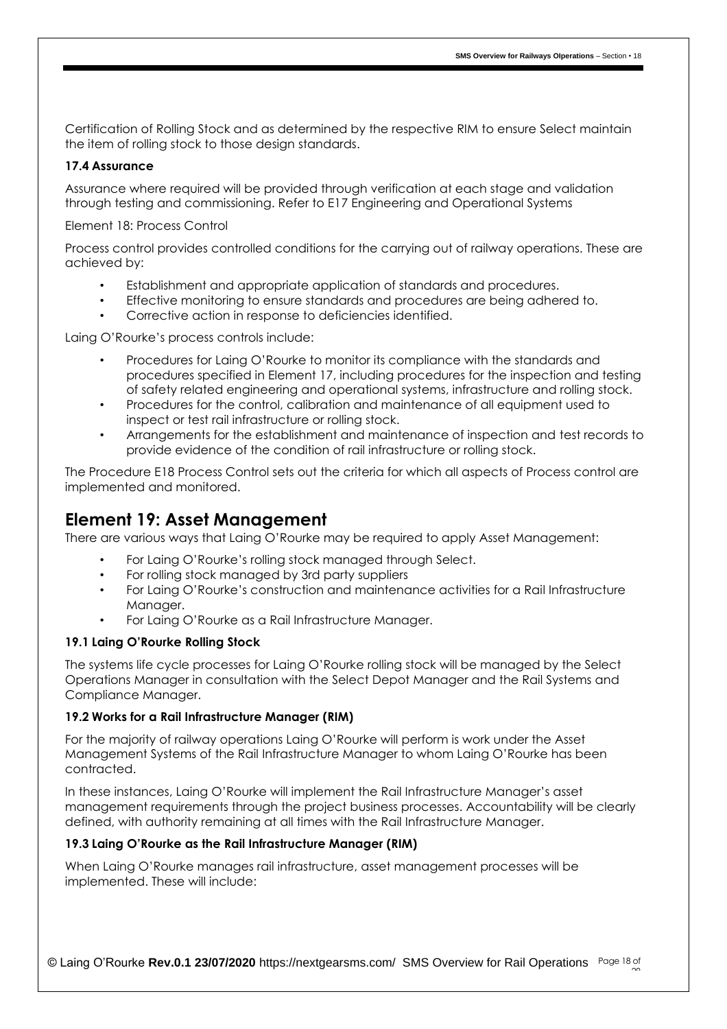Certification of Rolling Stock and as determined by the respective RIM to ensure Select maintain the item of rolling stock to those design standards.

**17.4 Assurance**

Assurance where required will be provided through verification at each stage and validation through testing and commissioning. Refer to E17 Engineering and Operational Systems

Element 18: Process Control

Process control provides controlled conditions for the carrying out of railway operations. These are achieved by:

- Establishment and appropriate application of standards and procedures.
- Effective monitoring to ensure standards and procedures are being adhered to.
- Corrective action in response to deficiencies identified.

Laing O'Rourke's process controls include:

- Procedures for Laing O'Rourke to monitor its compliance with the standards and procedures specified in Element 17, including procedures for the inspection and testing of safety related engineering and operational systems, infrastructure and rolling stock.
- Procedures for the control, calibration and maintenance of all equipment used to inspect or test rail infrastructure or rolling stock.
- Arrangements for the establishment and maintenance of inspection and test records to provide evidence of the condition of rail infrastructure or rolling stock.

The Procedure E18 Process Control sets out the criteria for which all aspects of Process control are implemented and monitored.

## Element 19: Asset Management

There are various ways that Laing O'Rourke may be required to apply Asset Management:

- For Laing O'Rourke's rolling stock managed through Select.
- For rolling stock managed by 3rd party suppliers
- For Laing O'Rourke's construction and maintenance activities for a Rail Infrastructure Manager.
- For Laing O'Rourke as a Rail Infrastructure Manager.

**19.1 Laing O'Rourke Rolling Stock**

The systems life cycle processes for Laing O'Rourke rolling stock will be managed by the Select Operations Manager in consultation with the Select Depot Manager and the Rail Systems and Compliance Manager.

**19.2 Works for a Rail Infrastructure Manager (RIM)**

For the majority of railway operations Laing O'Rourke will perform is work under the Asset Management Systems of the Rail Infrastructure Manager to whom Laing O'Rourke has been contracted.

In these instances, Laing O'Rourke will implement the Rail Infrastructure Manager's asset management requirements through the project business processes. Accountability will be clearly defined, with authority remaining at all times with the Rail Infrastructure Manager.

**19.3 Laing O'Rourke as the Rail Infrastructure Manager (RIM)**

When Laing O'Rourke manages rail infrastructure, asset management processes will be implemented. These will include: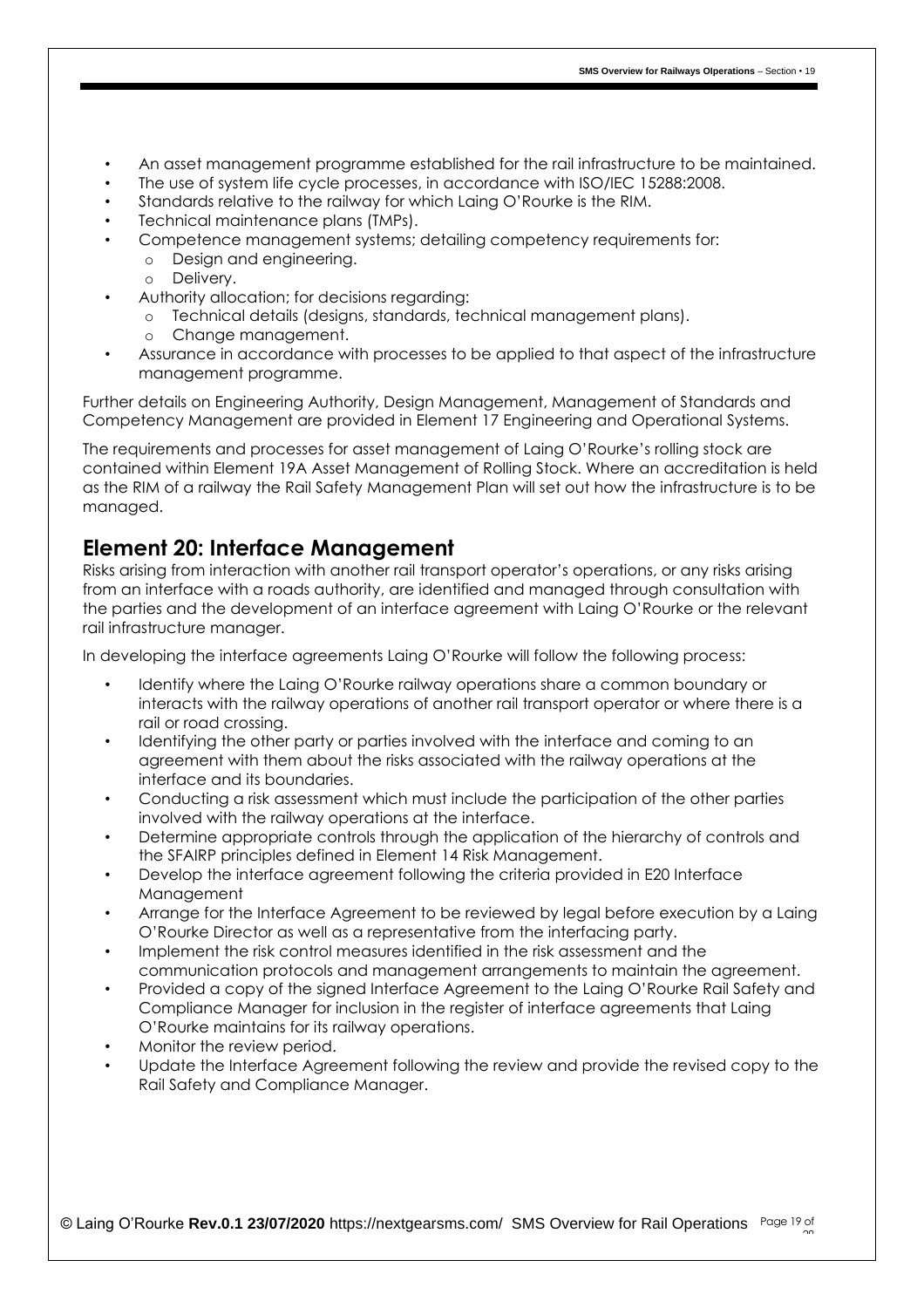- An asset management programme established for the rail infrastructure to be maintained.
- The use of system life cycle processes, in accordance with ISO/IEC 15288:2008.
- Standards relative to the railway for which Laing O'Rourke is the RIM.
- Technical maintenance plans (TMPs).
- Competence management systems; detailing competency requirements for:
  - Design and engineering.
  - Delivery.
- Authority allocation; for decisions regarding:
  - Technical details (designs, standards, technical management plans).
  - Change management.
- Assurance in accordance with processes to be applied to that aspect of the infrastructure management programme.

Further details on Engineering Authority, Design Management, Management of Standards and Competency Management are provided in Element 17 Engineering and Operational Systems.

The requirements and processes for asset management of Laing O'Rourke's rolling stock are contained within Element 19A Asset Management of Rolling Stock. Where an accreditation is held as the RIM of a railway the Rail Safety Management Plan will set out how the infrastructure is to be managed.

## Element 20: Interface Management

Risks arising from interaction with another rail transport operator's operations, or any risks arising from an interface with a roads authority, are identified and managed through consultation with the parties and the development of an interface agreement with Laing O'Rourke or the relevant rail infrastructure manager.

In developing the interface agreements Laing O'Rourke will follow the following process:

- Identify where the Laing O'Rourke railway operations share a common boundary or interacts with the railway operations of another rail transport operator or where there is a rail or road crossing.
- Identifying the other party or parties involved with the interface and coming to an agreement with them about the risks associated with the railway operations at the interface and its boundaries.
- Conducting a risk assessment which must include the participation of the other parties involved with the railway operations at the interface.
- Determine appropriate controls through the application of the hierarchy of controls and the SFAIRP principles defined in Element 14 Risk Management.
- Develop the interface agreement following the criteria provided in E20 Interface Management
- Arrange for the Interface Agreement to be reviewed by legal before execution by a Laing O'Rourke Director as well as a representative from the interfacing party.
- Implement the risk control measures identified in the risk assessment and the communication protocols and management arrangements to maintain the agreement.
- Provided a copy of the signed Interface Agreement to the Laing O'Rourke Rail Safety and Compliance Manager for inclusion in the register of interface agreements that Laing O'Rourke maintains for its railway operations.
- Monitor the review period.
- Update the Interface Agreement following the review and provide the revised copy to the Rail Safety and Compliance Manager.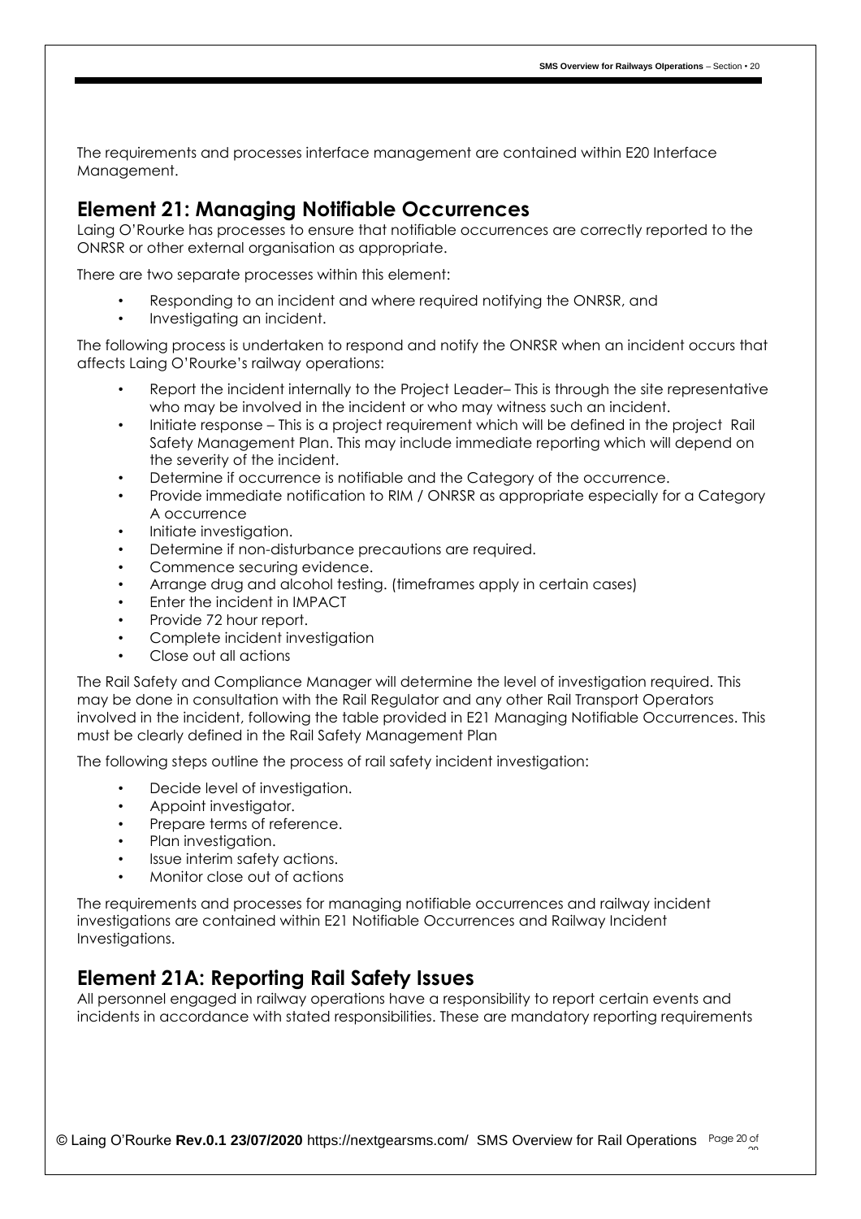The requirements and processes interface management are contained within E20 Interface Management.

## Element 21: Managing Notifiable Occurrences

Laing O'Rourke has processes to ensure that notifiable occurrences are correctly reported to the ONRSR or other external organisation as appropriate.

There are two separate processes within this element:

- Responding to an incident and where required notifying the ONRSR, and
- Investigating an incident.

The following process is undertaken to respond and notify the ONRSR when an incident occurs that affects Laing O'Rourke's railway operations:

- Report the incident internally to the Project Leader– This is through the site representative who may be involved in the incident or who may witness such an incident.
- Initiate response – This is a project requirement which will be defined in the project Rail Safety Management Plan. This may include immediate reporting which will depend on the severity of the incident.
- Determine if occurrence is notifiable and the Category of the occurrence.
- Provide immediate notification to RIM / ONRSR as appropriate especially for a Category A occurrence
- Initiate investigation.
- Determine if non-disturbance precautions are required.
- Commence securing evidence.
- Arrange drug and alcohol testing. (timeframes apply in certain cases)
- Enter the incident in IMPACT
- Provide 72 hour report.
- Complete incident investigation
- Close out all actions

The Rail Safety and Compliance Manager will determine the level of investigation required. This may be done in consultation with the Rail Regulator and any other Rail Transport Operators involved in the incident, following the table provided in E21 Managing Notifiable Occurrences. This must be clearly defined in the Rail Safety Management Plan

The following steps outline the process of rail safety incident investigation:

- Decide level of investigation.
- Appoint investigator.
- Prepare terms of reference.
- Plan investigation.
- Issue interim safety actions.
- Monitor close out of actions

The requirements and processes for managing notifiable occurrences and railway incident investigations are contained within E21 Notifiable Occurrences and Railway Incident Investigations.

## Element 21A: Reporting Rail Safety Issues

All personnel engaged in railway operations have a responsibility to report certain events and incidents in accordance with stated responsibilities. These are mandatory reporting requirements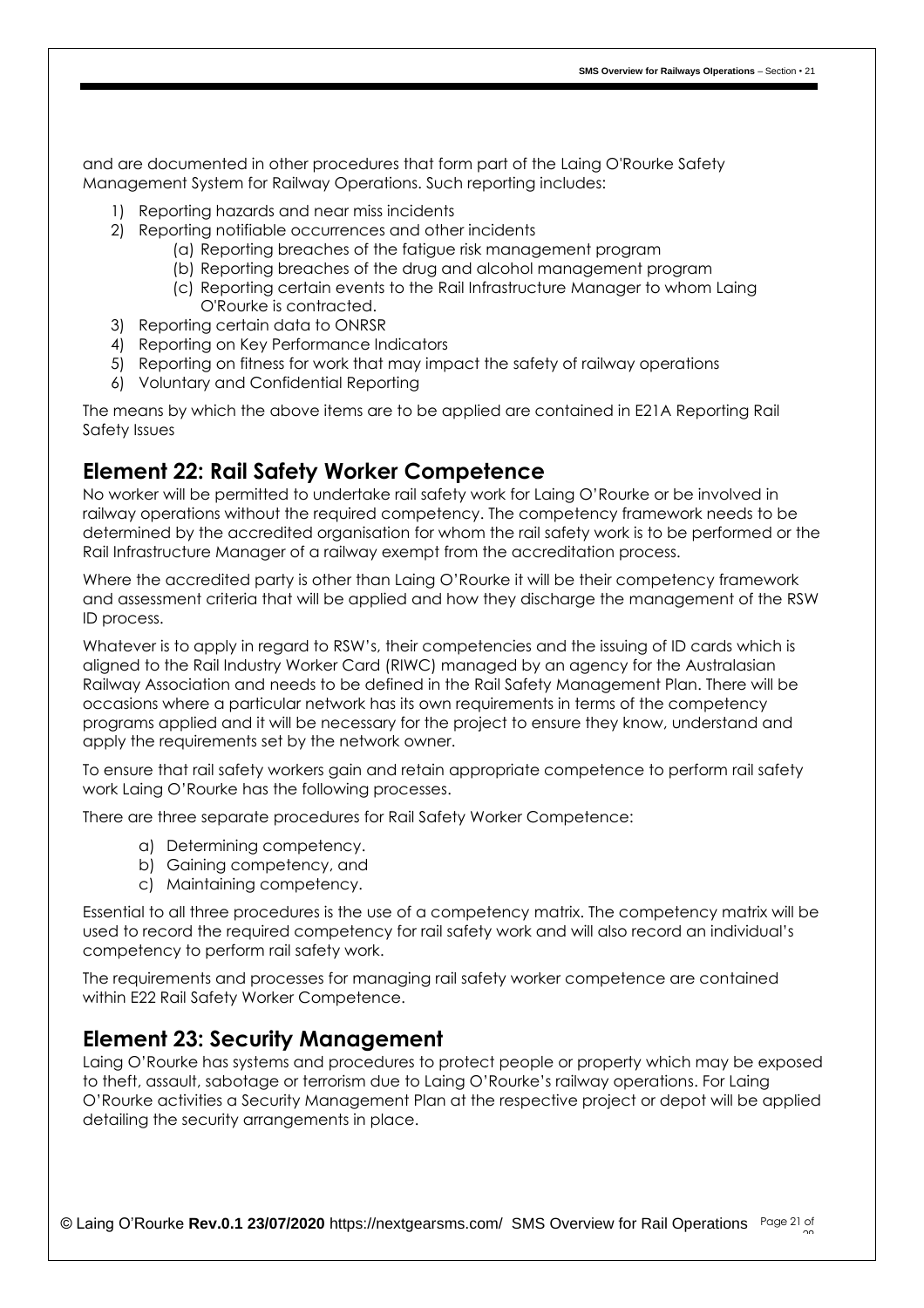and are documented in other procedures that form part of the Laing O'Rourke Safety Management System for Railway Operations. Such reporting includes:

1) Reporting hazards and near miss incidents
2) Reporting notifiable occurrences and other incidents
   (a) Reporting breaches of the fatigue risk management program
   (b) Reporting breaches of the drug and alcohol management program
   (c) Reporting certain events to the Rail Infrastructure Manager to whom Laing O'Rourke is contracted.
3) Reporting certain data to ONRSR
4) Reporting on Key Performance Indicators
5) Reporting on fitness for work that may impact the safety of railway operations
6) Voluntary and Confidential Reporting

The means by which the above items are to be applied are contained in E21A Reporting Rail Safety Issues

## Element 22: Rail Safety Worker Competence

No worker will be permitted to undertake rail safety work for Laing O'Rourke or be involved in railway operations without the required competency. The competency framework needs to be determined by the accredited organisation for whom the rail safety work is to be performed or the Rail Infrastructure Manager of a railway exempt from the accreditation process.

Where the accredited party is other than Laing O'Rourke it will be their competency framework and assessment criteria that will be applied and how they discharge the management of the RSW ID process.

Whatever is to apply in regard to RSW's, their competencies and the issuing of ID cards which is aligned to the Rail Industry Worker Card (RIWC) managed by an agency for the Australasian Railway Association and needs to be defined in the Rail Safety Management Plan. There will be occasions where a particular network has its own requirements in terms of the competency programs applied and it will be necessary for the project to ensure they know, understand and apply the requirements set by the network owner.

To ensure that rail safety workers gain and retain appropriate competence to perform rail safety work Laing O'Rourke has the following processes.

There are three separate procedures for Rail Safety Worker Competence:

a) Determining competency.
b) Gaining competency, and
c) Maintaining competency.

Essential to all three procedures is the use of a competency matrix. The competency matrix will be used to record the required competency for rail safety work and will also record an individual's competency to perform rail safety work.

The requirements and processes for managing rail safety worker competence are contained within E22 Rail Safety Worker Competence.

## Element 23: Security Management

Laing O'Rourke has systems and procedures to protect people or property which may be exposed to theft, assault, sabotage or terrorism due to Laing O'Rourke's railway operations. For Laing O'Rourke activities a Security Management Plan at the respective project or depot will be applied detailing the security arrangements in place.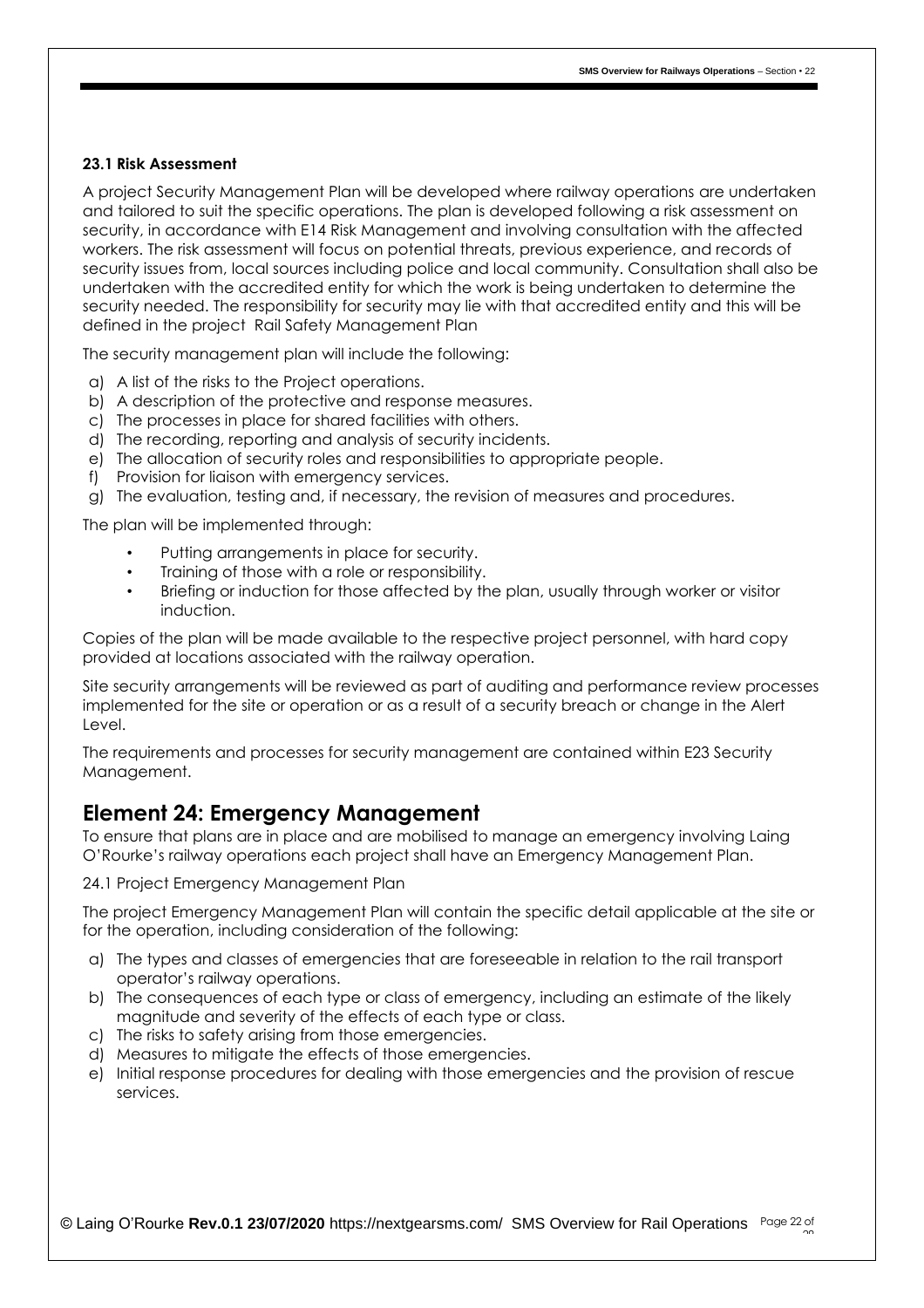### 23.1 Risk Assessment

A project Security Management Plan will be developed where railway operations are undertaken and tailored to suit the specific operations. The plan is developed following a risk assessment on security, in accordance with E14 Risk Management and involving consultation with the affected workers. The risk assessment will focus on potential threats, previous experience, and records of security issues from, local sources including police and local community. Consultation shall also be undertaken with the accredited entity for which the work is being undertaken to determine the security needed. The responsibility for security may lie with that accredited entity and this will be defined in the project Rail Safety Management Plan

The security management plan will include the following:

a) A list of the risks to the Project operations.
b) A description of the protective and response measures.
c) The processes in place for shared facilities with others.
d) The recording, reporting and analysis of security incidents.
e) The allocation of security roles and responsibilities to appropriate people.
f) Provision for liaison with emergency services.
g) The evaluation, testing and, if necessary, the revision of measures and procedures.

The plan will be implemented through:

- Putting arrangements in place for security.
- Training of those with a role or responsibility.
- Briefing or induction for those affected by the plan, usually through worker or visitor induction.

Copies of the plan will be made available to the respective project personnel, with hard copy provided at locations associated with the railway operation.

Site security arrangements will be reviewed as part of auditing and performance review processes implemented for the site or operation or as a result of a security breach or change in the Alert Level.

The requirements and processes for security management are contained within E23 Security Management.

## Element 24: Emergency Management

To ensure that plans are in place and are mobilised to manage an emergency involving Laing O'Rourke's railway operations each project shall have an Emergency Management Plan.

24.1 Project Emergency Management Plan

The project Emergency Management Plan will contain the specific detail applicable at the site or for the operation, including consideration of the following:

a) The types and classes of emergencies that are foreseeable in relation to the rail transport operator's railway operations.
b) The consequences of each type or class of emergency, including an estimate of the likely magnitude and severity of the effects of each type or class.
c) The risks to safety arising from those emergencies.
d) Measures to mitigate the effects of those emergencies.
e) Initial response procedures for dealing with those emergencies and the provision of rescue services.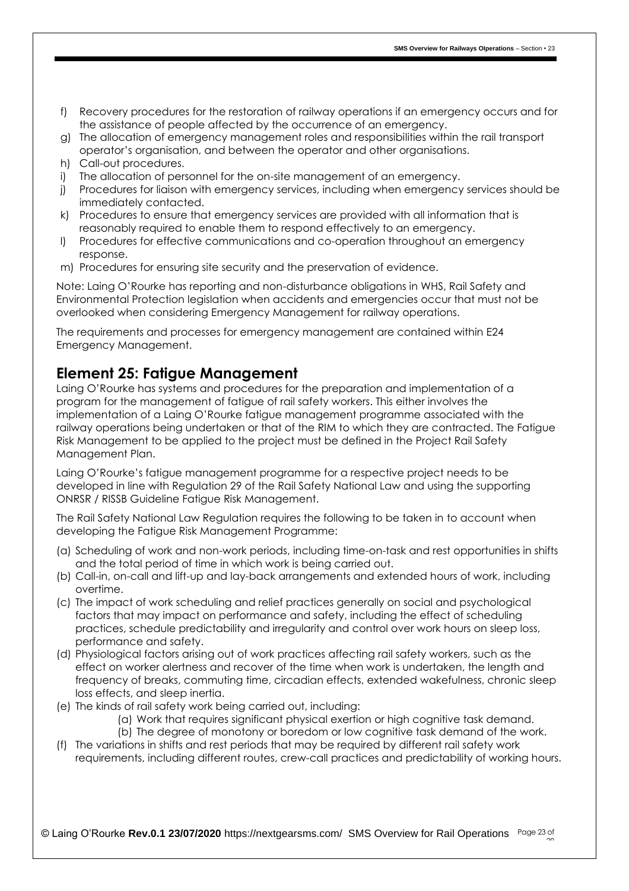f) Recovery procedures for the restoration of railway operations if an emergency occurs and for the assistance of people affected by the occurrence of an emergency.
g) The allocation of emergency management roles and responsibilities within the rail transport operator's organisation, and between the operator and other organisations.
h) Call-out procedures.
i) The allocation of personnel for the on-site management of an emergency.
j) Procedures for liaison with emergency services, including when emergency services should be immediately contacted.
k) Procedures to ensure that emergency services are provided with all information that is reasonably required to enable them to respond effectively to an emergency.
l) Procedures for effective communications and co-operation throughout an emergency response.
m) Procedures for ensuring site security and the preservation of evidence.

Note: Laing O'Rourke has reporting and non-disturbance obligations in WHS, Rail Safety and Environmental Protection legislation when accidents and emergencies occur that must not be overlooked when considering Emergency Management for railway operations.

The requirements and processes for emergency management are contained within E24 Emergency Management.

## Element 25: Fatigue Management

Laing O'Rourke has systems and procedures for the preparation and implementation of a program for the management of fatigue of rail safety workers. This either involves the implementation of a Laing O'Rourke fatigue management programme associated with the railway operations being undertaken or that of the RIM to which they are contracted. The Fatigue Risk Management to be applied to the project must be defined in the Project Rail Safety Management Plan.

Laing O'Rourke's fatigue management programme for a respective project needs to be developed in line with Regulation 29 of the Rail Safety National Law and using the supporting ONRSR / RISSB Guideline Fatigue Risk Management.

The Rail Safety National Law Regulation requires the following to be taken in to account when developing the Fatigue Risk Management Programme:

(a) Scheduling of work and non-work periods, including time-on-task and rest opportunities in shifts and the total period of time in which work is being carried out.
(b) Call-in, on-call and lift-up and lay-back arrangements and extended hours of work, including overtime.
(c) The impact of work scheduling and relief practices generally on social and psychological factors that may impact on performance and safety, including the effect of scheduling practices, schedule predictability and irregularity and control over work hours on sleep loss, performance and safety.
(d) Physiological factors arising out of work practices affecting rail safety workers, such as the effect on worker alertness and recover of the time when work is undertaken, the length and frequency of breaks, commuting time, circadian effects, extended wakefulness, chronic sleep loss effects, and sleep inertia.
(e) The kinds of rail safety work being carried out, including:
    (a) Work that requires significant physical exertion or high cognitive task demand.
    (b) The degree of monotony or boredom or low cognitive task demand of the work.
(f) The variations in shifts and rest periods that may be required by different rail safety work requirements, including different routes, crew-call practices and predictability of working hours.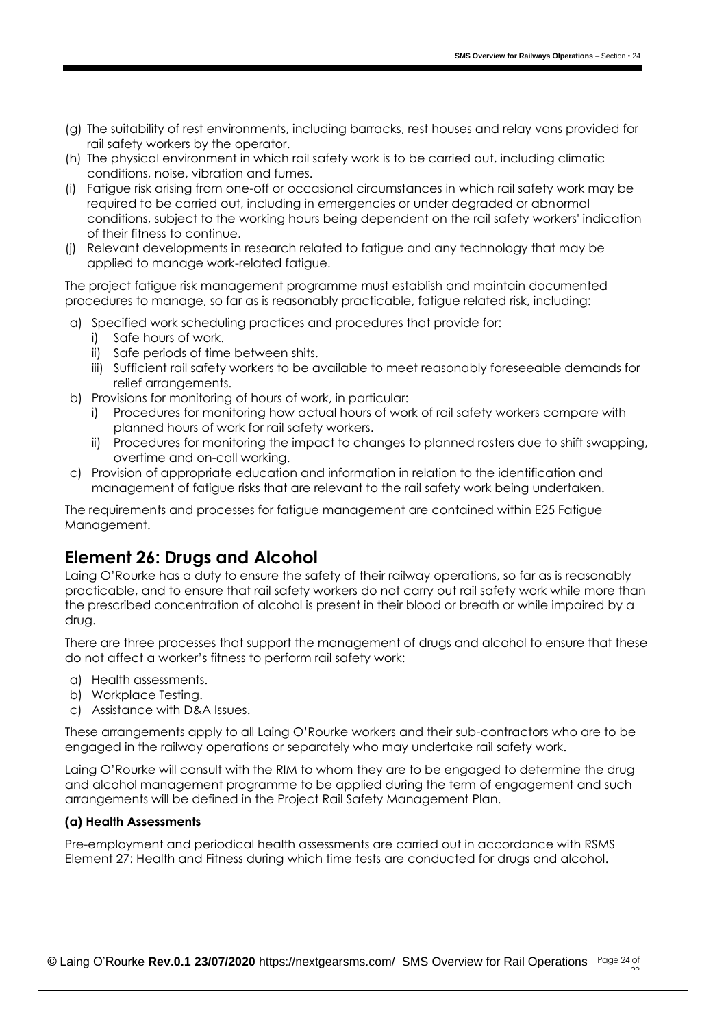(g) The suitability of rest environments, including barracks, rest houses and relay vans provided for rail safety workers by the operator.
(h) The physical environment in which rail safety work is to be carried out, including climatic conditions, noise, vibration and fumes.
(i) Fatigue risk arising from one-off or occasional circumstances in which rail safety work may be required to be carried out, including in emergencies or under degraded or abnormal conditions, subject to the working hours being dependent on the rail safety workers' indication of their fitness to continue.
(j) Relevant developments in research related to fatigue and any technology that may be applied to manage work-related fatigue.

The project fatigue risk management programme must establish and maintain documented procedures to manage, so far as is reasonably practicable, fatigue related risk, including:

a) Specified work scheduling practices and procedures that provide for:
   i) Safe hours of work.
   ii) Safe periods of time between shits.
   iii) Sufficient rail safety workers to be available to meet reasonably foreseeable demands for relief arrangements.
b) Provisions for monitoring of hours of work, in particular:
   i) Procedures for monitoring how actual hours of work of rail safety workers compare with planned hours of work for rail safety workers.
   ii) Procedures for monitoring the impact to changes to planned rosters due to shift swapping, overtime and on-call working.
c) Provision of appropriate education and information in relation to the identification and management of fatigue risks that are relevant to the rail safety work being undertaken.

The requirements and processes for fatigue management are contained within E25 Fatigue Management.

## Element 26: Drugs and Alcohol

Laing O'Rourke has a duty to ensure the safety of their railway operations, so far as is reasonably practicable, and to ensure that rail safety workers do not carry out rail safety work while more than the prescribed concentration of alcohol is present in their blood or breath or while impaired by a drug.

There are three processes that support the management of drugs and alcohol to ensure that these do not affect a worker's fitness to perform rail safety work:

a) Health assessments.
b) Workplace Testing.
c) Assistance with D&A Issues.

These arrangements apply to all Laing O'Rourke workers and their sub-contractors who are to be engaged in the railway operations or separately who may undertake rail safety work.

Laing O'Rourke will consult with the RIM to whom they are to be engaged to determine the drug and alcohol management programme to be applied during the term of engagement and such arrangements will be defined in the Project Rail Safety Management Plan.

#### (a) Health Assessments

Pre-employment and periodical health assessments are carried out in accordance with RSMS Element 27: Health and Fitness during which time tests are conducted for drugs and alcohol.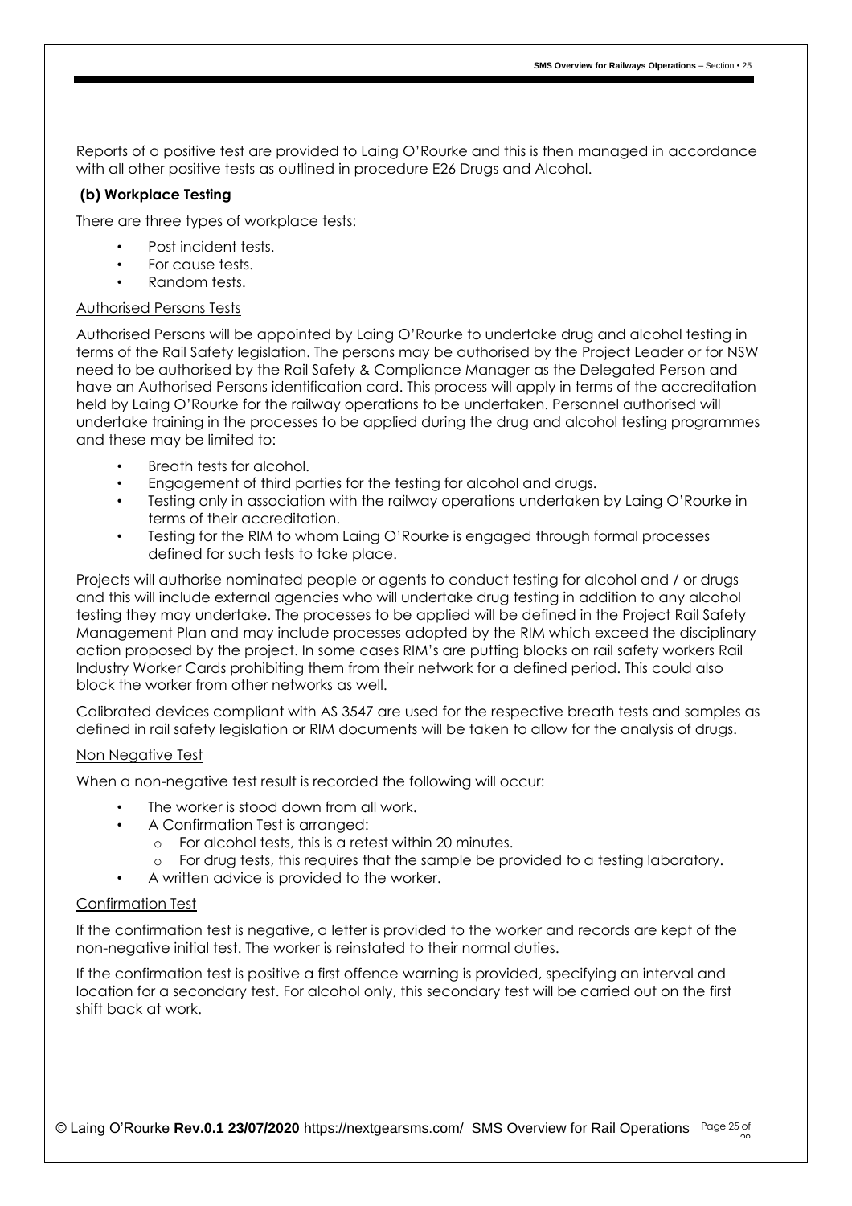Reports of a positive test are provided to Laing O'Rourke and this is then managed in accordance with all other positive tests as outlined in procedure E26 Drugs and Alcohol.

**(b) Workplace Testing**

There are three types of workplace tests:

- Post incident tests.
- For cause tests.
- Random tests.

Authorised Persons Tests

Authorised Persons will be appointed by Laing O'Rourke to undertake drug and alcohol testing in terms of the Rail Safety legislation. The persons may be authorised by the Project Leader or for NSW need to be authorised by the Rail Safety & Compliance Manager as the Delegated Person and have an Authorised Persons identification card. This process will apply in terms of the accreditation held by Laing O'Rourke for the railway operations to be undertaken. Personnel authorised will undertake training in the processes to be applied during the drug and alcohol testing programmes and these may be limited to:

- Breath tests for alcohol.
- Engagement of third parties for the testing for alcohol and drugs.
- Testing only in association with the railway operations undertaken by Laing O'Rourke in terms of their accreditation.
- Testing for the RIM to whom Laing O'Rourke is engaged through formal processes defined for such tests to take place.

Projects will authorise nominated people or agents to conduct testing for alcohol and / or drugs and this will include external agencies who will undertake drug testing in addition to any alcohol testing they may undertake. The processes to be applied will be defined in the Project Rail Safety Management Plan and may include processes adopted by the RIM which exceed the disciplinary action proposed by the project. In some cases RIM's are putting blocks on rail safety workers Rail Industry Worker Cards prohibiting them from their network for a defined period. This could also block the worker from other networks as well.

Calibrated devices compliant with AS 3547 are used for the respective breath tests and samples as defined in rail safety legislation or RIM documents will be taken to allow for the analysis of drugs.

Non Negative Test

When a non-negative test result is recorded the following will occur:

- The worker is stood down from all work.
- A Confirmation Test is arranged:
  - For alcohol tests, this is a retest within 20 minutes.
  - For drug tests, this requires that the sample be provided to a testing laboratory.
- A written advice is provided to the worker.

Confirmation Test

If the confirmation test is negative, a letter is provided to the worker and records are kept of the non-negative initial test. The worker is reinstated to their normal duties.

If the confirmation test is positive a first offence warning is provided, specifying an interval and location for a secondary test. For alcohol only, this secondary test will be carried out on the first shift back at work.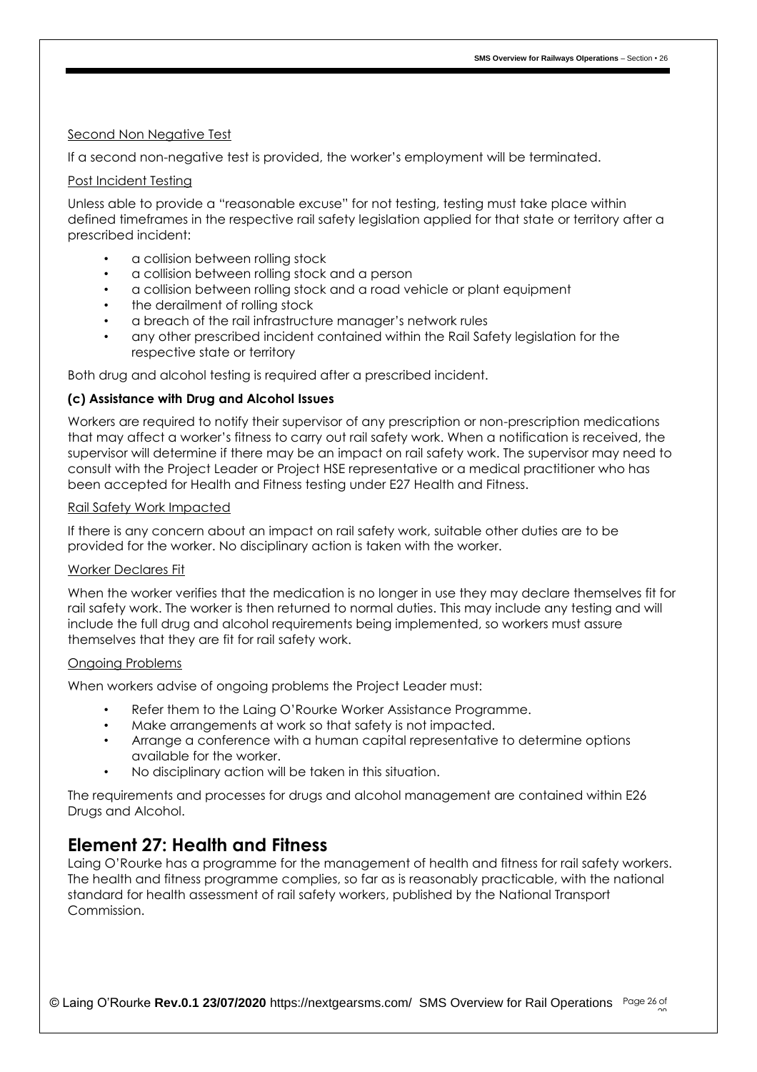Second Non Negative Test

If a second non-negative test is provided, the worker's employment will be terminated.

Post Incident Testing

Unless able to provide a "reasonable excuse" for not testing, testing must take place within defined timeframes in the respective rail safety legislation applied for that state or territory after a prescribed incident:

- a collision between rolling stock
- a collision between rolling stock and a person
- a collision between rolling stock and a road vehicle or plant equipment
- the derailment of rolling stock
- a breach of the rail infrastructure manager's network rules
- any other prescribed incident contained within the Rail Safety legislation for the respective state or territory

Both drug and alcohol testing is required after a prescribed incident.

**(c) Assistance with Drug and Alcohol Issues**

Workers are required to notify their supervisor of any prescription or non-prescription medications that may affect a worker's fitness to carry out rail safety work. When a notification is received, the supervisor will determine if there may be an impact on rail safety work. The supervisor may need to consult with the Project Leader or Project HSE representative or a medical practitioner who has been accepted for Health and Fitness testing under E27 Health and Fitness.

Rail Safety Work Impacted

If there is any concern about an impact on rail safety work, suitable other duties are to be provided for the worker. No disciplinary action is taken with the worker.

Worker Declares Fit

When the worker verifies that the medication is no longer in use they may declare themselves fit for rail safety work. The worker is then returned to normal duties. This may include any testing and will include the full drug and alcohol requirements being implemented, so workers must assure themselves that they are fit for rail safety work.

Ongoing Problems

When workers advise of ongoing problems the Project Leader must:

- Refer them to the Laing O'Rourke Worker Assistance Programme.
- Make arrangements at work so that safety is not impacted.
- Arrange a conference with a human capital representative to determine options available for the worker.
- No disciplinary action will be taken in this situation.

The requirements and processes for drugs and alcohol management are contained within E26 Drugs and Alcohol.

## Element 27: Health and Fitness

Laing O'Rourke has a programme for the management of health and fitness for rail safety workers. The health and fitness programme complies, so far as is reasonably practicable, with the national standard for health assessment of rail safety workers, published by the National Transport Commission.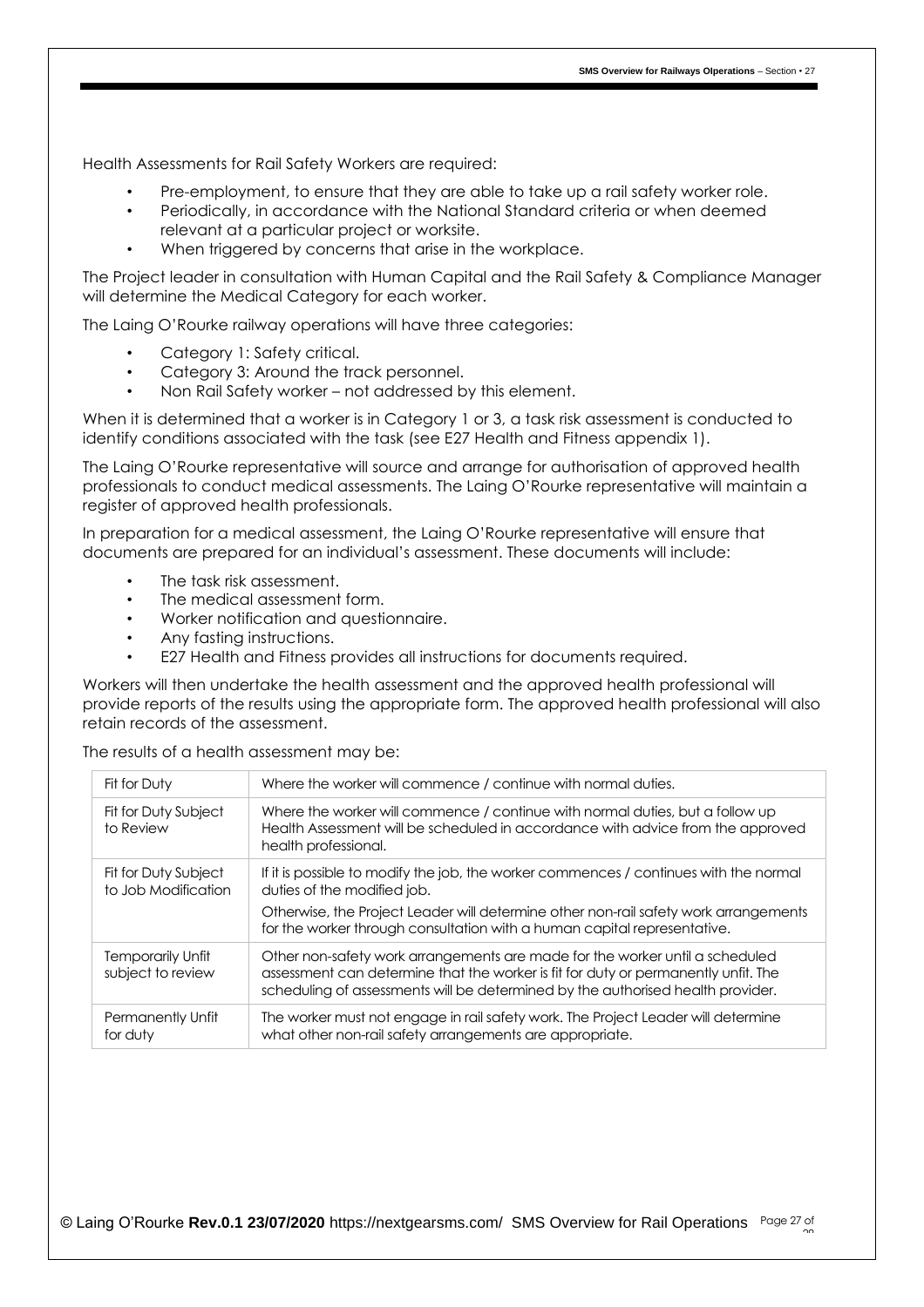Health Assessments for Rail Safety Workers are required:

- Pre-employment, to ensure that they are able to take up a rail safety worker role.
- Periodically, in accordance with the National Standard criteria or when deemed relevant at a particular project or worksite.
- When triggered by concerns that arise in the workplace.

The Project leader in consultation with Human Capital and the Rail Safety & Compliance Manager will determine the Medical Category for each worker.

The Laing O'Rourke railway operations will have three categories:

- Category 1: Safety critical.
- Category 3: Around the track personnel.
- Non Rail Safety worker – not addressed by this element.

When it is determined that a worker is in Category 1 or 3, a task risk assessment is conducted to identify conditions associated with the task (see E27 Health and Fitness appendix 1).

The Laing O'Rourke representative will source and arrange for authorisation of approved health professionals to conduct medical assessments. The Laing O'Rourke representative will maintain a register of approved health professionals.

In preparation for a medical assessment, the Laing O'Rourke representative will ensure that documents are prepared for an individual's assessment. These documents will include:

- The task risk assessment.
- The medical assessment form.
- Worker notification and questionnaire.
- Any fasting instructions.
- E27 Health and Fitness provides all instructions for documents required.

Workers will then undertake the health assessment and the approved health professional will provide reports of the results using the appropriate form. The approved health professional will also retain records of the assessment.

The results of a health assessment may be:

| Fit for Duty | Where the worker will commence / continue with normal duties. |
|---|---|
| Fit for Duty Subject to Review | Where the worker will commence / continue with normal duties, but a follow up Health Assessment will be scheduled in accordance with advice from the approved health professional. |
| Fit for Duty Subject to Job Modification | If it is possible to modify the job, the worker commences / continues with the normal duties of the modified job.<br>Otherwise, the Project Leader will determine other non-rail safety work arrangements for the worker through consultation with a human capital representative. |
| Temporarily Unfit subject to review | Other non-safety work arrangements are made for the worker until a scheduled assessment can determine that the worker is fit for duty or permanently unfit. The scheduling of assessments will be determined by the authorised health provider. |
| Permanently Unfit for duty | The worker must not engage in rail safety work. The Project Leader will determine what other non-rail safety arrangements are appropriate. |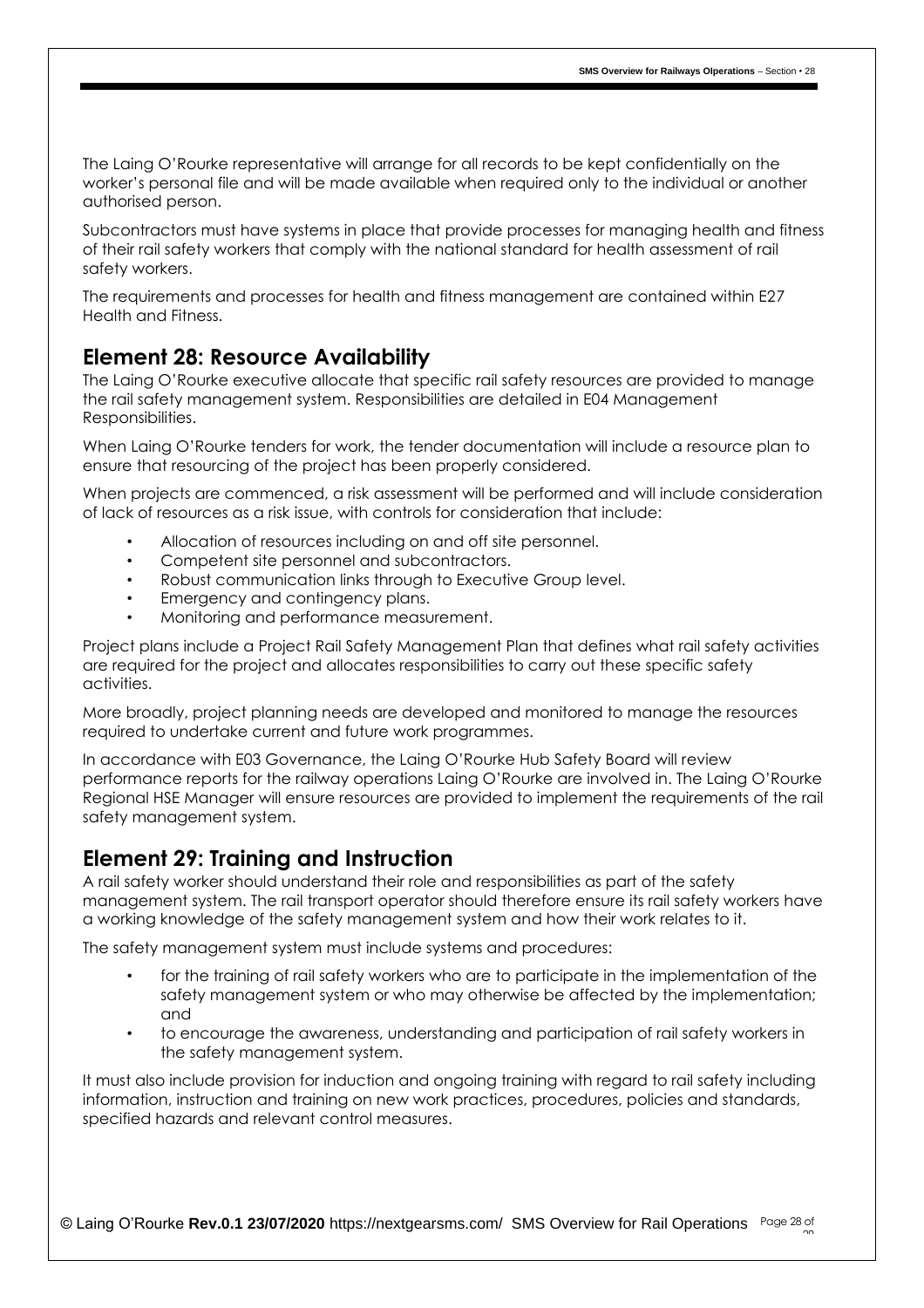The Laing O'Rourke representative will arrange for all records to be kept confidentially on the worker's personal file and will be made available when required only to the individual or another authorised person.

Subcontractors must have systems in place that provide processes for managing health and fitness of their rail safety workers that comply with the national standard for health assessment of rail safety workers.

The requirements and processes for health and fitness management are contained within E27 Health and Fitness.

## Element 28: Resource Availability

The Laing O'Rourke executive allocate that specific rail safety resources are provided to manage the rail safety management system. Responsibilities are detailed in E04 Management Responsibilities.

When Laing O'Rourke tenders for work, the tender documentation will include a resource plan to ensure that resourcing of the project has been properly considered.

When projects are commenced, a risk assessment will be performed and will include consideration of lack of resources as a risk issue, with controls for consideration that include:

- Allocation of resources including on and off site personnel.
- Competent site personnel and subcontractors.
- Robust communication links through to Executive Group level.
- Emergency and contingency plans.
- Monitoring and performance measurement.

Project plans include a Project Rail Safety Management Plan that defines what rail safety activities are required for the project and allocates responsibilities to carry out these specific safety activities.

More broadly, project planning needs are developed and monitored to manage the resources required to undertake current and future work programmes.

In accordance with E03 Governance, the Laing O'Rourke Hub Safety Board will review performance reports for the railway operations Laing O'Rourke are involved in. The Laing O'Rourke Regional HSE Manager will ensure resources are provided to implement the requirements of the rail safety management system.

## Element 29: Training and Instruction

A rail safety worker should understand their role and responsibilities as part of the safety management system. The rail transport operator should therefore ensure its rail safety workers have a working knowledge of the safety management system and how their work relates to it.

The safety management system must include systems and procedures:

- for the training of rail safety workers who are to participate in the implementation of the safety management system or who may otherwise be affected by the implementation; and
- to encourage the awareness, understanding and participation of rail safety workers in the safety management system.

It must also include provision for induction and ongoing training with regard to rail safety including information, instruction and training on new work practices, procedures, policies and standards, specified hazards and relevant control measures.